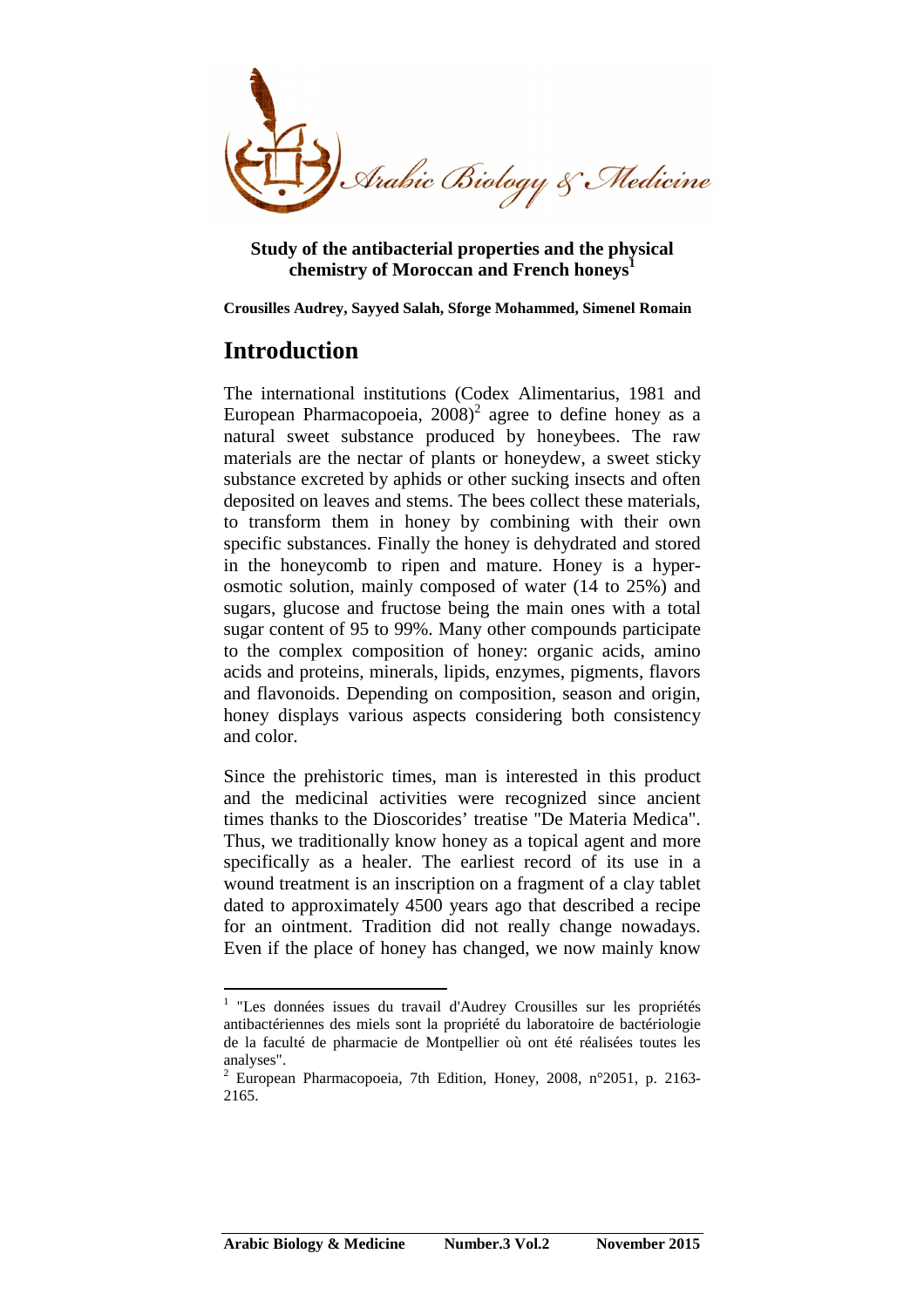**Study of the antibacterial properties and the physical chemistry of Moroccan and French honeys[1]**

**Crousilles Audrey, Sayyed Salah, Sforge Mohammed, Simenel Romain**

# Introduction

The international institutions (Codex Alimentarius, 1981 and European Pharmacopoeia, 2008)[2] agree to define honey as a natural sweet substance produced by honeybees. The raw materials are the nectar of plants or honeydew, a sweet sticky substance excreted by aphids or other sucking insects and often deposited on leaves and stems. The bees collect these materials, to transform them in honey by combining with their own specific substances. Finally the honey is dehydrated and stored in the honeycomb to ripen and mature. Honey is a hyper-osmotic solution, mainly composed of water (14 to 25%) and sugars, glucose and fructose being the main ones with a total sugar content of 95 to 99%. Many other compounds participate to the complex composition of honey: organic acids, amino acids and proteins, minerals, lipids, enzymes, pigments, flavors and flavonoids. Depending on composition, season and origin, honey displays various aspects considering both consistency and color.

Since the prehistoric times, man is interested in this product and the medicinal activities were recognized since ancient times thanks to the Dioscorides' treatise "De Materia Medica". Thus, we traditionally know honey as a topical agent and more specifically as a healer. The earliest record of its use in a wound treatment is an inscription on a fragment of a clay tablet dated to approximately 4500 years ago that described a recipe for an ointment. Tradition did not really change nowadays. Even if the place of honey has changed, we now mainly know

---

[1] "Les données issues du travail d'Audrey Crousilles sur les propriétés antibactériennes des miels sont la propriété du laboratoire de bactériologie de la faculté de pharmacie de Montpellier où ont été réalisées toutes les analyses".

[2] European Pharmacopoeia, 7th Edition, Honey, 2008, n°2051, p. 2163-2165.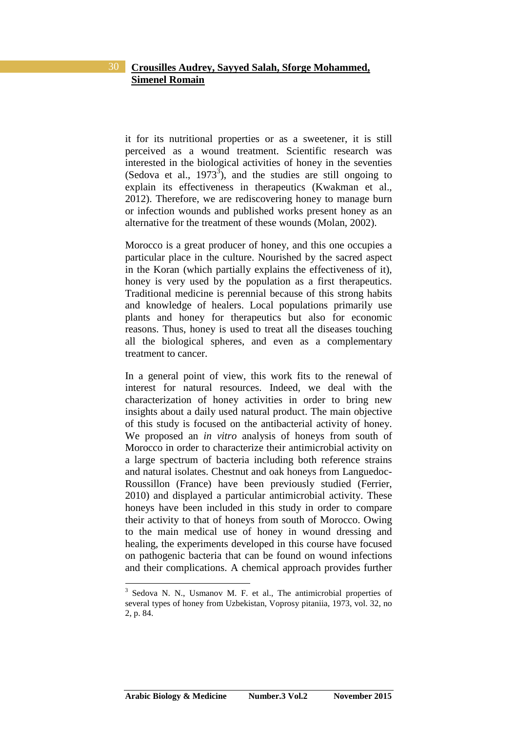it for its nutritional properties or as a sweetener, it is still perceived as a wound treatment. Scientific research was interested in the biological activities of honey in the seventies (Sedova et al., 1973[3]), and the studies are still ongoing to explain its effectiveness in therapeutics (Kwakman et al., 2012). Therefore, we are rediscovering honey to manage burn or infection wounds and published works present honey as an alternative for the treatment of these wounds (Molan, 2002).

Morocco is a great producer of honey, and this one occupies a particular place in the culture. Nourished by the sacred aspect in the Koran (which partially explains the effectiveness of it), honey is very used by the population as a first therapeutics. Traditional medicine is perennial because of this strong habits and knowledge of healers. Local populations primarily use plants and honey for therapeutics but also for economic reasons. Thus, honey is used to treat all the diseases touching all the biological spheres, and even as a complementary treatment to cancer.

In a general point of view, this work fits to the renewal of interest for natural resources. Indeed, we deal with the characterization of honey activities in order to bring new insights about a daily used natural product. The main objective of this study is focused on the antibacterial activity of honey. We proposed an *in vitro* analysis of honeys from south of Morocco in order to characterize their antimicrobial activity on a large spectrum of bacteria including both reference strains and natural isolates. Chestnut and oak honeys from Languedoc-Roussillon (France) have been previously studied (Ferrier, 2010) and displayed a particular antimicrobial activity. These honeys have been included in this study in order to compare their activity to that of honeys from south of Morocco. Owing to the main medical use of honey in wound dressing and healing, the experiments developed in this course have focused on pathogenic bacteria that can be found on wound infections and their complications. A chemical approach provides further

[3] Sedova N. N., Usmanov M. F. et al., The antimicrobial properties of several types of honey from Uzbekistan, Voprosy pitaniia, 1973, vol. 32, no 2, p. 84.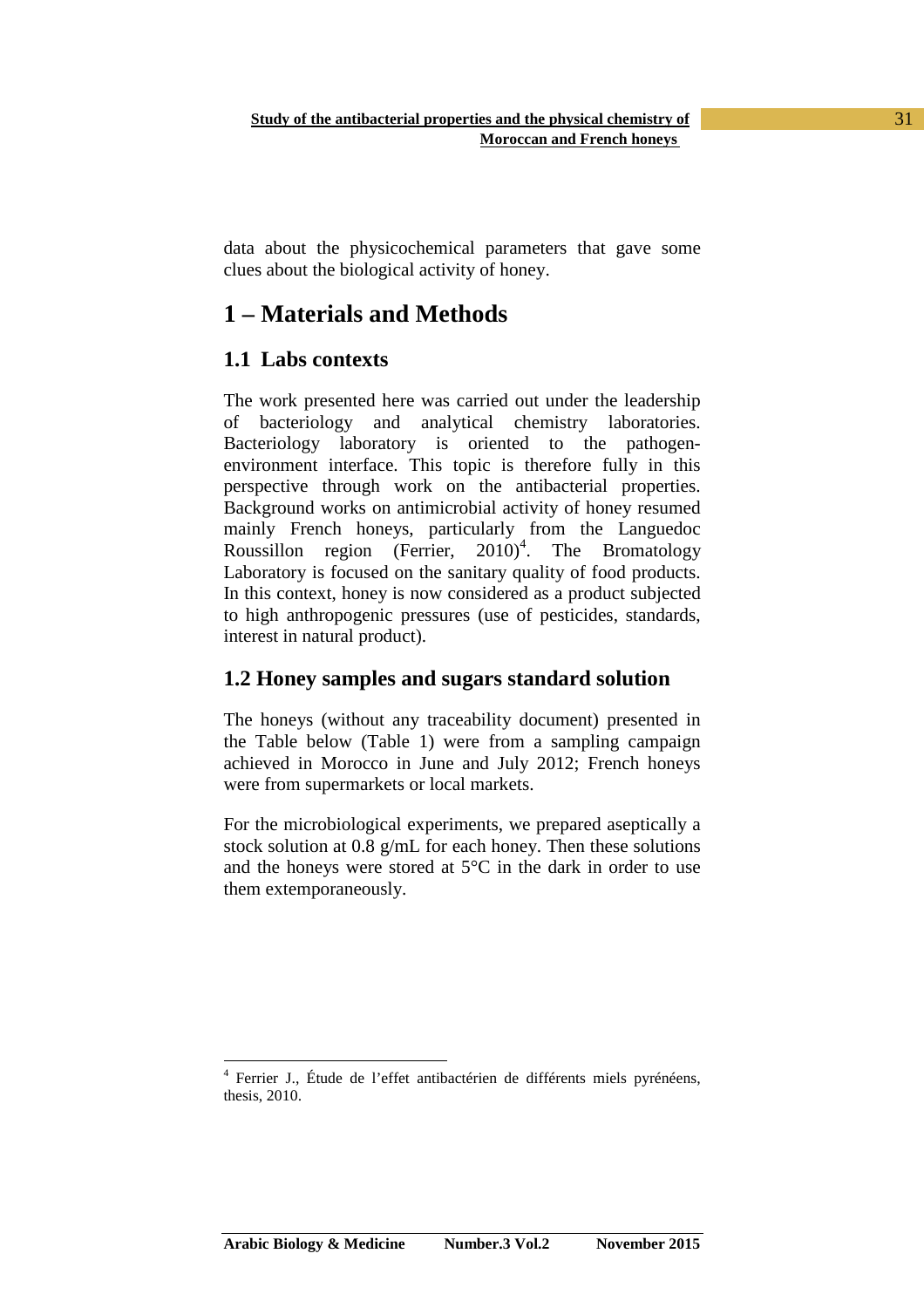data about the physicochemical parameters that gave some clues about the biological activity of honey.

# 1 – Materials and Methods

## 1.1 Labs contexts

The work presented here was carried out under the leadership of bacteriology and analytical chemistry laboratories. Bacteriology laboratory is oriented to the pathogen-environment interface. This topic is therefore fully in this perspective through work on the antibacterial properties. Background works on antimicrobial activity of honey resumed mainly French honeys, particularly from the Languedoc Roussillon region (Ferrier, 2010)[4]. The Bromatology Laboratory is focused on the sanitary quality of food products. In this context, honey is now considered as a product subjected to high anthropogenic pressures (use of pesticides, standards, interest in natural product).

## 1.2 Honey samples and sugars standard solution

The honeys (without any traceability document) presented in the Table below (Table 1) were from a sampling campaign achieved in Morocco in June and July 2012; French honeys were from supermarkets or local markets.

For the microbiological experiments, we prepared aseptically a stock solution at 0.8 g/mL for each honey. Then these solutions and the honeys were stored at 5°C in the dark in order to use them extemporaneously.

[4] Ferrier J., Étude de l'effet antibactérien de différents miels pyrénéens, thesis, 2010.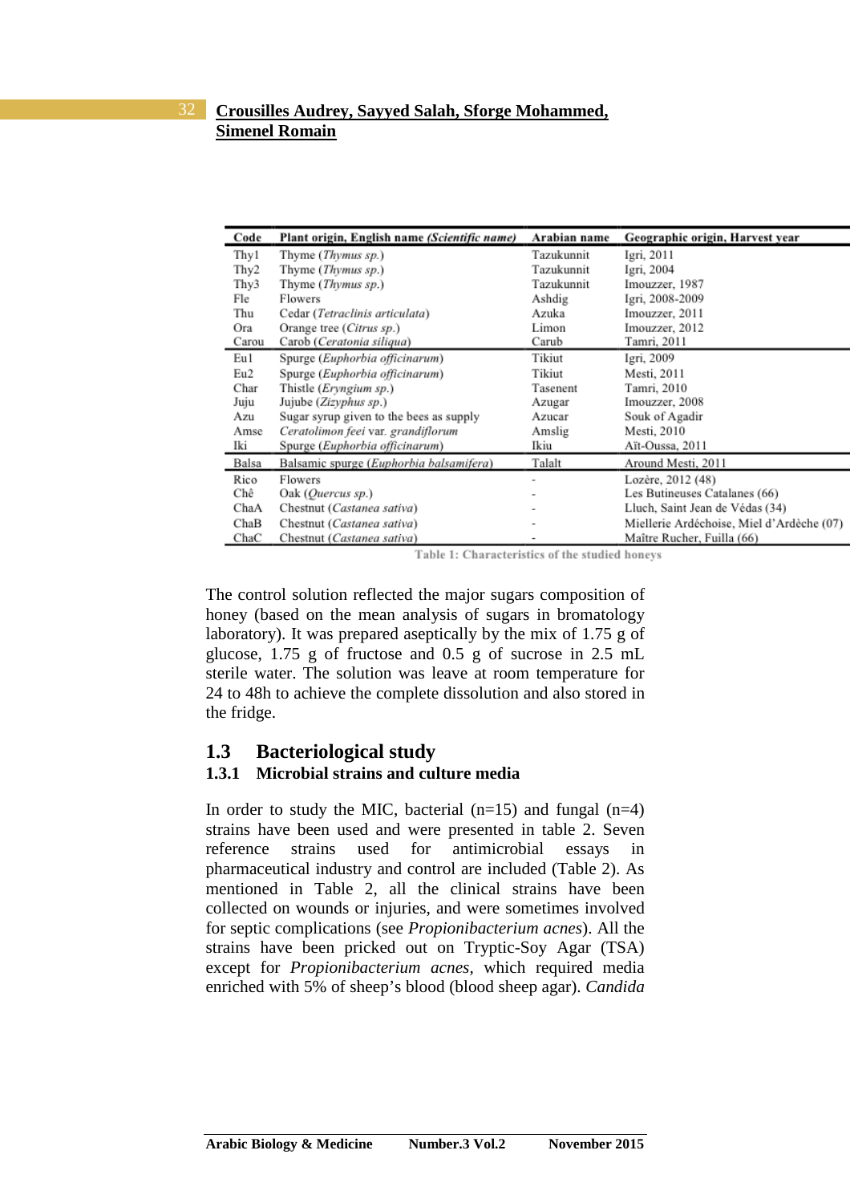| Code | Plant origin, English name *(Scientific name)* | Arabian name | Geographic origin, Harvest year |
|---|---|---|---|
| Thy1 | Thyme (*Thymus sp.*) | Tazukunnit | Igri, 2011 |
| Thy2 | Thyme (*Thymus sp.*) | Tazukunnit | Igri, 2004 |
| Thy3 | Thyme (*Thymus sp.*) | Tazukunnit | Imouzzer, 1987 |
| Fle | Flowers | Ashdig | Igri, 2008-2009 |
| Thu | Cedar (*Tetraclinis articulata*) | Azuka | Imouzzer, 2011 |
| Ora | Orange tree (*Citrus sp.*) | Limon | Imouzzer, 2012 |
| Carou | Carob (*Ceratonia siliqua*) | Carub | Tamri, 2011 |
| Eu1 | Spurge (*Euphorbia officinarum*) | Tikiut | Igri, 2009 |
| Eu2 | Spurge (*Euphorbia officinarum*) | Tikiut | Mesti, 2011 |
| Char | Thistle (*Eryngium sp.*) | Tasenent | Tamri, 2010 |
| Juju | Jujube (*Zizyphus sp.*) | Azugar | Imouzzer, 2008 |
| Azu | Sugar syrup given to the bees as supply | Azucar | Souk of Agadir |
| Amse | *Ceratolimon feei* var. *grandiflorum* | Amslig | Mesti, 2010 |
| Iki | Spurge (*Euphorbia officinarum*) | Ikiu | Aït-Oussa, 2011 |
| Balsa | Balsamic spurge (*Euphorbia balsamifera*) | Talalt | Around Mesti, 2011 |
| Rico | Flowers | - | Lozère, 2012 (48) |
| Chê | Oak (*Quercus sp.*) | - | Les Butineuses Catalanes (66) |
| ChaA | Chestnut (*Castanea sativa*) | - | Lluch, Saint Jean de Védas (34) |
| ChaB | Chestnut (*Castanea sativa*) | - | Miellerie Ardéchoise, Miel d'Ardèche (07) |
| ChaC | Chestnut (*Castanea sativa*) | - | Maître Rucher, Fuilla (66) |

Table 1: Characteristics of the studied honeys

The control solution reflected the major sugars composition of honey (based on the mean analysis of sugars in bromatology laboratory). It was prepared aseptically by the mix of 1.75 g of glucose, 1.75 g of fructose and 0.5 g of sucrose in 2.5 mL sterile water. The solution was leave at room temperature for 24 to 48h to achieve the complete dissolution and also stored in the fridge.

## 1.3 Bacteriological study

### 1.3.1 Microbial strains and culture media

In order to study the MIC, bacterial (n=15) and fungal (n=4) strains have been used and were presented in table 2. Seven reference strains used for antimicrobial essays in pharmaceutical industry and control are included (Table 2). As mentioned in Table 2, all the clinical strains have been collected on wounds or injuries, and were sometimes involved for septic complications (see *Propionibacterium acnes*). All the strains have been picked out on Tryptic-Soy Agar (TSA) except for *Propionibacterium acnes*, which required media enriched with 5% of sheep's blood (blood sheep agar). *Candida*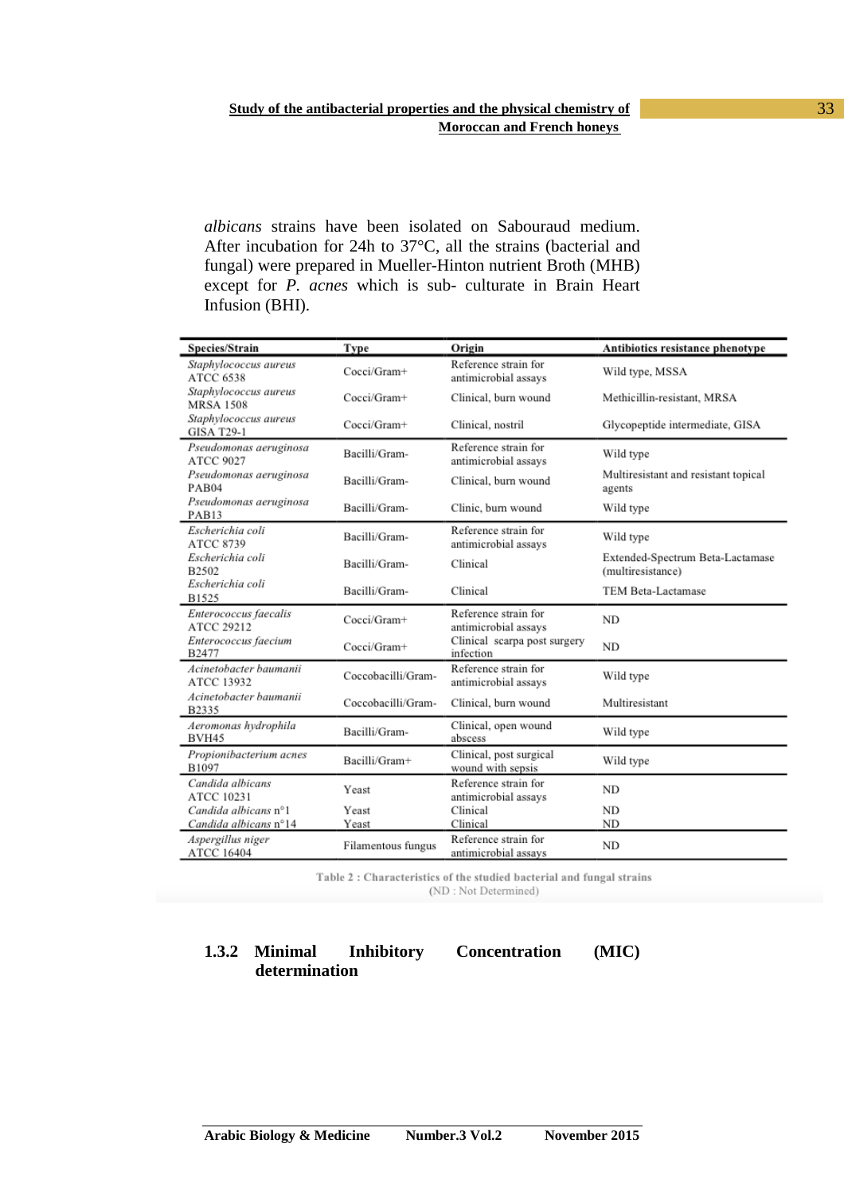*albicans* strains have been isolated on Sabouraud medium. After incubation for 24h to 37°C, all the strains (bacterial and fungal) were prepared in Mueller-Hinton nutrient Broth (MHB) except for *P. acnes* which is sub- culturate in Brain Heart Infusion (BHI).

| Species/Strain | Type | Origin | Antibiotics resistance phenotype |
|---|---|---|---|
| *Staphylococcus aureus* ATCC 6538 | Cocci/Gram+ | Reference strain for antimicrobial assays | Wild type, MSSA |
| *Staphylococcus aureus* MRSA 1508 | Cocci/Gram+ | Clinical, burn wound | Methicillin-resistant, MRSA |
| *Staphylococcus aureus* GISA T29-1 | Cocci/Gram+ | Clinical, nostril | Glycopeptide intermediate, GISA |
| *Pseudomonas aeruginosa* ATCC 9027 | Bacilli/Gram- | Reference strain for antimicrobial assays | Wild type |
| *Pseudomonas aeruginosa* PAB04 | Bacilli/Gram- | Clinical, burn wound | Multiresistant and resistant topical agents |
| *Pseudomonas aeruginosa* PAB13 | Bacilli/Gram- | Clinic, burn wound | Wild type |
| *Escherichia coli* ATCC 8739 | Bacilli/Gram- | Reference strain for antimicrobial assays | Wild type |
| *Escherichia coli* B2502 | Bacilli/Gram- | Clinical | Extended-Spectrum Beta-Lactamase (multiresistance) |
| *Escherichia coli* B1525 | Bacilli/Gram- | Clinical | TEM Beta-Lactamase |
| *Enterococcus faecalis* ATCC 29212 | Cocci/Gram+ | Reference strain for antimicrobial assays | ND |
| *Enterococcus faecium* B2477 | Cocci/Gram+ | Clinical scarpa post surgery infection | ND |
| *Acinetobacter baumanii* ATCC 13932 | Coccobacilli/Gram- | Reference strain for antimicrobial assays | Wild type |
| *Acinetobacter baumanii* B2335 | Coccobacilli/Gram- | Clinical, burn wound | Multiresistant |
| *Aeromonas hydrophila* BVH45 | Bacilli/Gram- | Clinical, open wound abscess | Wild type |
| *Propionibacterium acnes* B1097 | Bacilli/Gram+ | Clinical, post surgical wound with sepsis | Wild type |
| *Candida albicans* ATCC 10231 | Yeast | Reference strain for antimicrobial assays | ND |
| *Candida albicans* n°1 | Yeast | Clinical | ND |
| *Candida albicans* n°14 | Yeast | Clinical | ND |
| *Aspergillus niger* ATCC 16404 | Filamentous fungus | Reference strain for antimicrobial assays | ND |

**Table 2 : Characteristics of the studied bacterial and fungal strains**
(ND : Not Determined)

### 1.3.2 Minimal Inhibitory Concentration (MIC) determination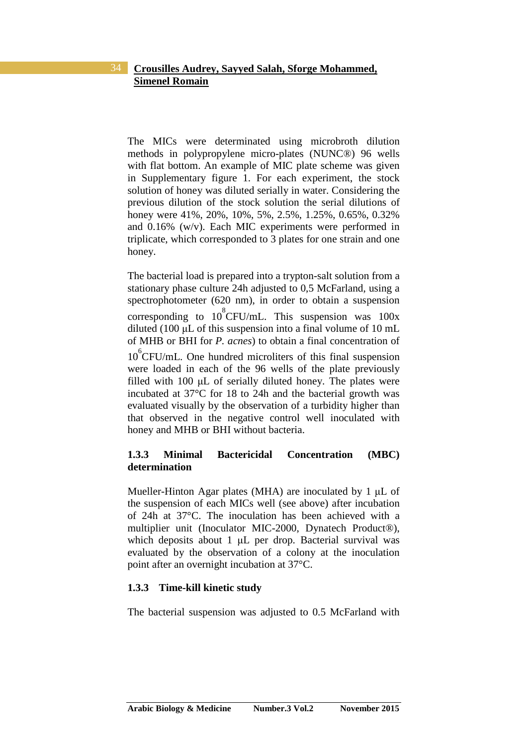The MICs were determinated using microbroth dilution methods in polypropylene micro-plates (NUNC®) 96 wells with flat bottom. An example of MIC plate scheme was given in Supplementary figure 1. For each experiment, the stock solution of honey was diluted serially in water. Considering the previous dilution of the stock solution the serial dilutions of honey were 41%, 20%, 10%, 5%, 2.5%, 1.25%, 0.65%, 0.32% and 0.16% (w/v). Each MIC experiments were performed in triplicate, which corresponded to 3 plates for one strain and one honey.

The bacterial load is prepared into a trypton-salt solution from a stationary phase culture 24h adjusted to 0,5 McFarland, using a spectrophotometer (620 nm), in order to obtain a suspension corresponding to $10^8$CFU/mL. This suspension was 100x diluted (100 µL of this suspension into a final volume of 10 mL of MHB or BHI for *P. acnes*) to obtain a final concentration of $10^6$CFU/mL. One hundred microliters of this final suspension were loaded in each of the 96 wells of the plate previously filled with 100 µL of serially diluted honey. The plates were incubated at 37°C for 18 to 24h and the bacterial growth was evaluated visually by the observation of a turbidity higher than that observed in the negative control well inoculated with honey and MHB or BHI without bacteria.

### 1.3.3 Minimal Bactericidal Concentration (MBC) determination

Mueller-Hinton Agar plates (MHA) are inoculated by 1 µL of the suspension of each MICs well (see above) after incubation of 24h at 37°C. The inoculation has been achieved with a multiplier unit (Inoculator MIC-2000, Dynatech Product®), which deposits about 1 µL per drop. Bacterial survival was evaluated by the observation of a colony at the inoculation point after an overnight incubation at 37°C.

### 1.3.3 Time-kill kinetic study

The bacterial suspension was adjusted to 0.5 McFarland with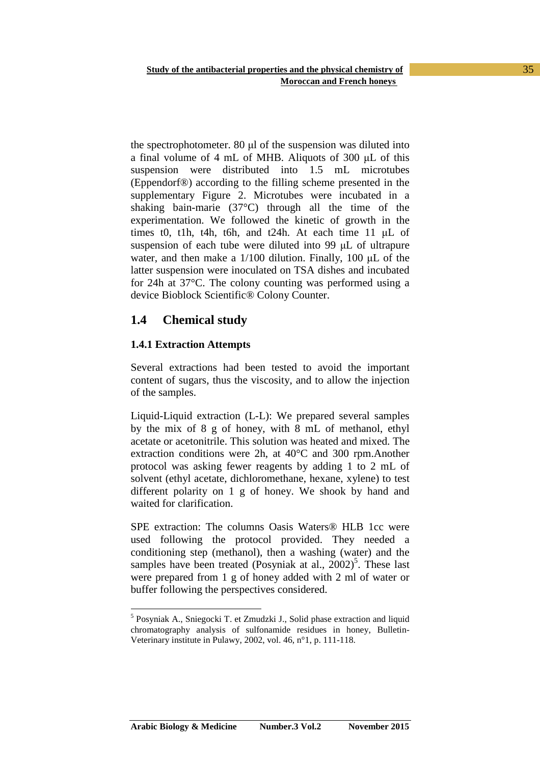the spectrophotometer. 80 µl of the suspension was diluted into a final volume of 4 mL of MHB. Aliquots of 300 µL of this suspension were distributed into 1.5 mL microtubes (Eppendorf®) according to the filling scheme presented in the supplementary Figure 2. Microtubes were incubated in a shaking bain-marie (37°C) through all the time of the experimentation. We followed the kinetic of growth in the times t0, t1h, t4h, t6h, and t24h. At each time 11 µL of suspension of each tube were diluted into 99 µL of ultrapure water, and then make a 1/100 dilution. Finally, 100 µL of the latter suspension were inoculated on TSA dishes and incubated for 24h at 37°C. The colony counting was performed using a device Bioblock Scientific® Colony Counter.

## 1.4 Chemical study

### 1.4.1 Extraction Attempts

Several extractions had been tested to avoid the important content of sugars, thus the viscosity, and to allow the injection of the samples.

Liquid-Liquid extraction (L-L): We prepared several samples by the mix of 8 g of honey, with 8 mL of methanol, ethyl acetate or acetonitrile. This solution was heated and mixed. The extraction conditions were 2h, at 40°C and 300 rpm.Another protocol was asking fewer reagents by adding 1 to 2 mL of solvent (ethyl acetate, dichloromethane, hexane, xylene) to test different polarity on 1 g of honey. We shook by hand and waited for clarification.

SPE extraction: The columns Oasis Waters® HLB 1cc were used following the protocol provided. They needed a conditioning step (methanol), then a washing (water) and the samples have been treated (Posyniak at al., 2002)[5]. These last were prepared from 1 g of honey added with 2 ml of water or buffer following the perspectives considered.

[5] Posyniak A., Sniegocki T. et Zmudzki J., Solid phase extraction and liquid chromatography analysis of sulfonamide residues in honey, Bulletin-Veterinary institute in Pulawy, 2002, vol. 46, n°1, p. 111-118.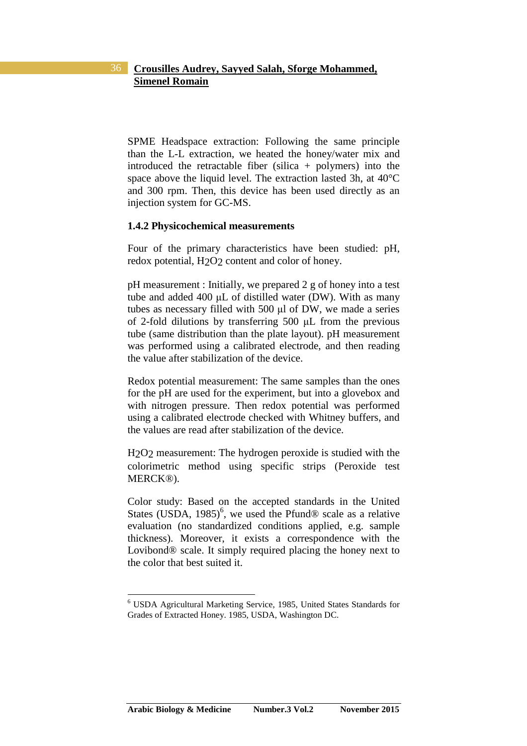SPME Headspace extraction: Following the same principle than the L-L extraction, we heated the honey/water mix and introduced the retractable fiber (silica + polymers) into the space above the liquid level. The extraction lasted 3h, at 40°C and 300 rpm. Then, this device has been used directly as an injection system for GC-MS.

### 1.4.2 Physicochemical measurements

Four of the primary characteristics have been studied: pH, redox potential, $H_2O_2$ content and color of honey.

pH measurement : Initially, we prepared 2 g of honey into a test tube and added 400 µL of distilled water (DW). With as many tubes as necessary filled with 500 µl of DW, we made a series of 2-fold dilutions by transferring 500 µL from the previous tube (same distribution than the plate layout). pH measurement was performed using a calibrated electrode, and then reading the value after stabilization of the device.

Redox potential measurement: The same samples than the ones for the pH are used for the experiment, but into a glovebox and with nitrogen pressure. Then redox potential was performed using a calibrated electrode checked with Whitney buffers, and the values are read after stabilization of the device.

$H_2O_2$ measurement: The hydrogen peroxide is studied with the colorimetric method using specific strips (Peroxide test MERCK®).

Color study: Based on the accepted standards in the United States (USDA, 1985)[6], we used the Pfund® scale as a relative evaluation (no standardized conditions applied, e.g. sample thickness). Moreover, it exists a correspondence with the Lovibond® scale. It simply required placing the honey next to the color that best suited it.

---

[6] USDA Agricultural Marketing Service, 1985, United States Standards for Grades of Extracted Honey. 1985, USDA, Washington DC.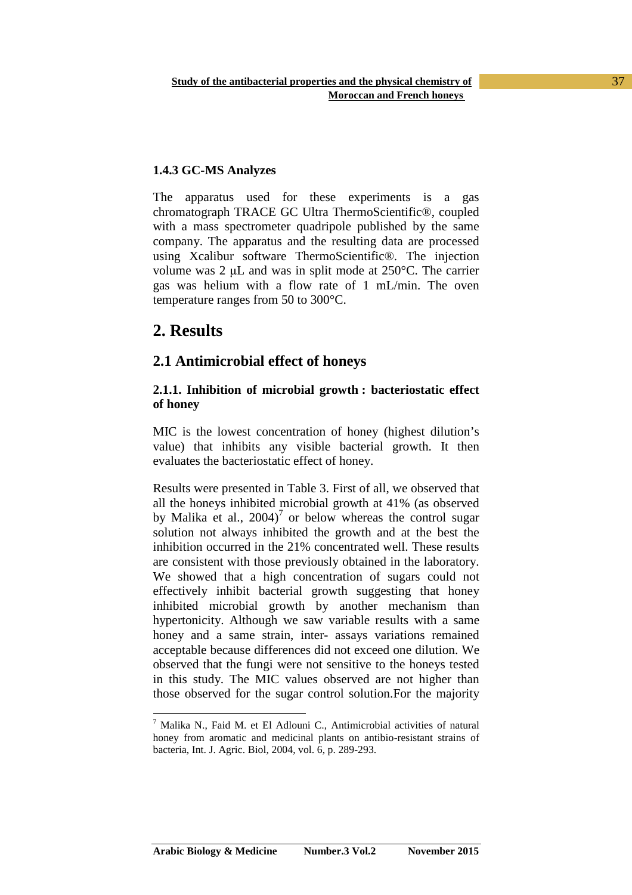#### 1.4.3 GC-MS Analyzes

The apparatus used for these experiments is a gas chromatograph TRACE GC Ultra ThermoScientific®, coupled with a mass spectrometer quadripole published by the same company. The apparatus and the resulting data are processed using Xcalibur software ThermoScientific®. The injection volume was 2 μL and was in split mode at 250°C. The carrier gas was helium with a flow rate of 1 mL/min. The oven temperature ranges from 50 to 300°C.

# 2. Results

## 2.1 Antimicrobial effect of honeys

### 2.1.1. Inhibition of microbial growth : bacteriostatic effect of honey

MIC is the lowest concentration of honey (highest dilution's value) that inhibits any visible bacterial growth. It then evaluates the bacteriostatic effect of honey.

Results were presented in Table 3. First of all, we observed that all the honeys inhibited microbial growth at 41% (as observed by Malika et al., 2004)[7] or below whereas the control sugar solution not always inhibited the growth and at the best the inhibition occurred in the 21% concentrated well. These results are consistent with those previously obtained in the laboratory. We showed that a high concentration of sugars could not effectively inhibit bacterial growth suggesting that honey inhibited microbial growth by another mechanism than hypertonicity. Although we saw variable results with a same honey and a same strain, inter- assays variations remained acceptable because differences did not exceed one dilution. We observed that the fungi were not sensitive to the honeys tested in this study. The MIC values observed are not higher than those observed for the sugar control solution.For the majority

[7] Malika N., Faid M. et El Adlouni C., Antimicrobial activities of natural honey from aromatic and medicinal plants on antibio-resistant strains of bacteria, Int. J. Agric. Biol, 2004, vol. 6, p. 289-293.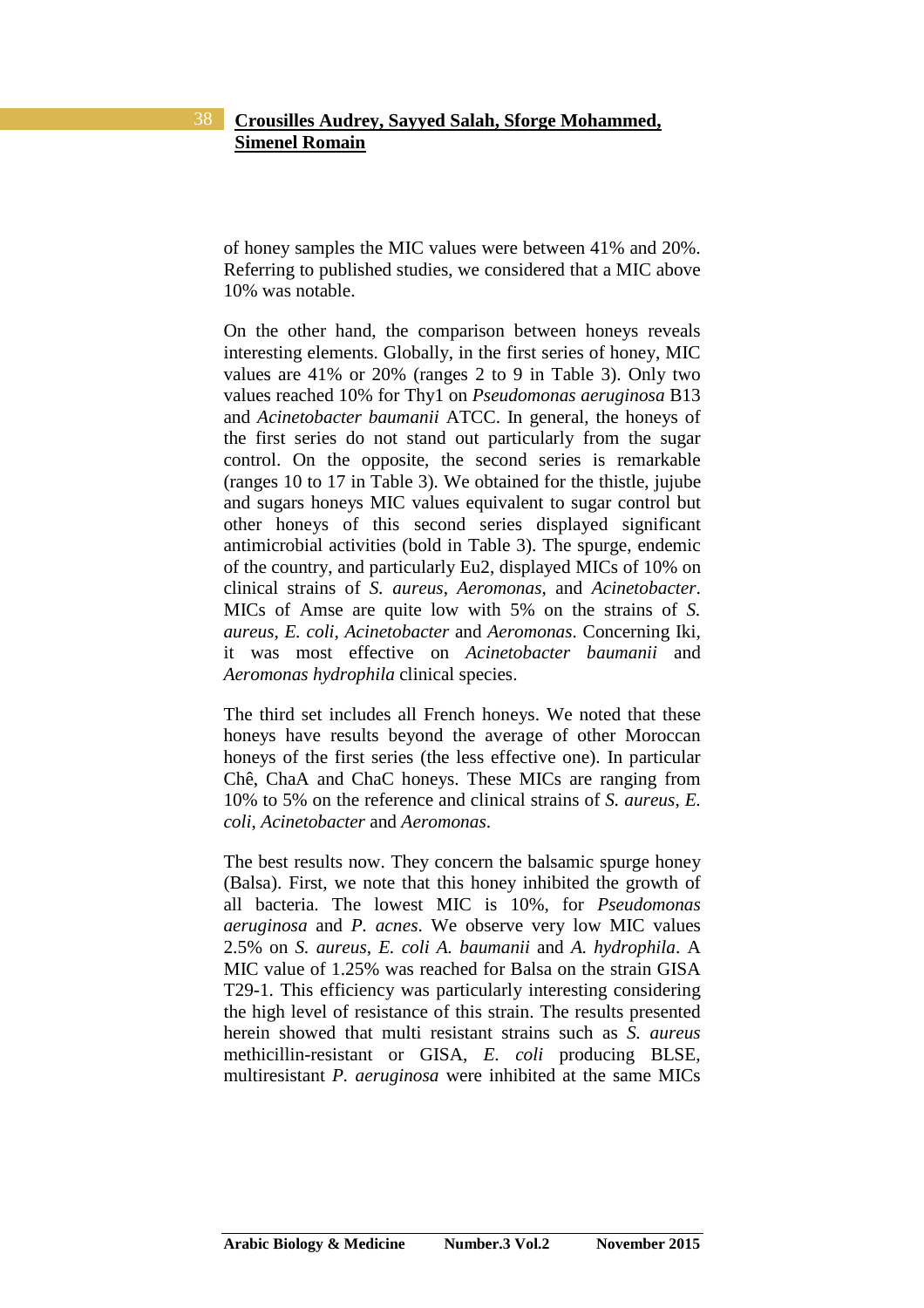of honey samples the MIC values were between 41% and 20%. Referring to published studies, we considered that a MIC above 10% was notable.

On the other hand, the comparison between honeys reveals interesting elements. Globally, in the first series of honey, MIC values are 41% or 20% (ranges 2 to 9 in Table 3). Only two values reached 10% for Thy1 on *Pseudomonas aeruginosa* B13 and *Acinetobacter baumanii* ATCC. In general, the honeys of the first series do not stand out particularly from the sugar control. On the opposite, the second series is remarkable (ranges 10 to 17 in Table 3). We obtained for the thistle, jujube and sugars honeys MIC values equivalent to sugar control but other honeys of this second series displayed significant antimicrobial activities (bold in Table 3). The spurge, endemic of the country, and particularly Eu2, displayed MICs of 10% on clinical strains of *S. aureus*, *Aeromonas*, and *Acinetobacter*. MICs of Amse are quite low with 5% on the strains of *S. aureus*, *E. coli*, *Acinetobacter* and *Aeromonas*. Concerning Iki, it was most effective on *Acinetobacter baumanii* and *Aeromonas hydrophila* clinical species.

The third set includes all French honeys. We noted that these honeys have results beyond the average of other Moroccan honeys of the first series (the less effective one). In particular Chê, ChaA and ChaC honeys. These MICs are ranging from 10% to 5% on the reference and clinical strains of *S. aureus*, *E. coli*, *Acinetobacter* and *Aeromonas*.

The best results now. They concern the balsamic spurge honey (Balsa). First, we note that this honey inhibited the growth of all bacteria. The lowest MIC is 10%, for *Pseudomonas aeruginosa* and *P. acnes*. We observe very low MIC values 2.5% on *S. aureus*, *E. coli A. baumanii* and *A. hydrophila*. A MIC value of 1.25% was reached for Balsa on the strain GISA T29-1. This efficiency was particularly interesting considering the high level of resistance of this strain. The results presented herein showed that multi resistant strains such as *S. aureus* methicillin-resistant or GISA, *E. coli* producing BLSE, multiresistant *P. aeruginosa* were inhibited at the same MICs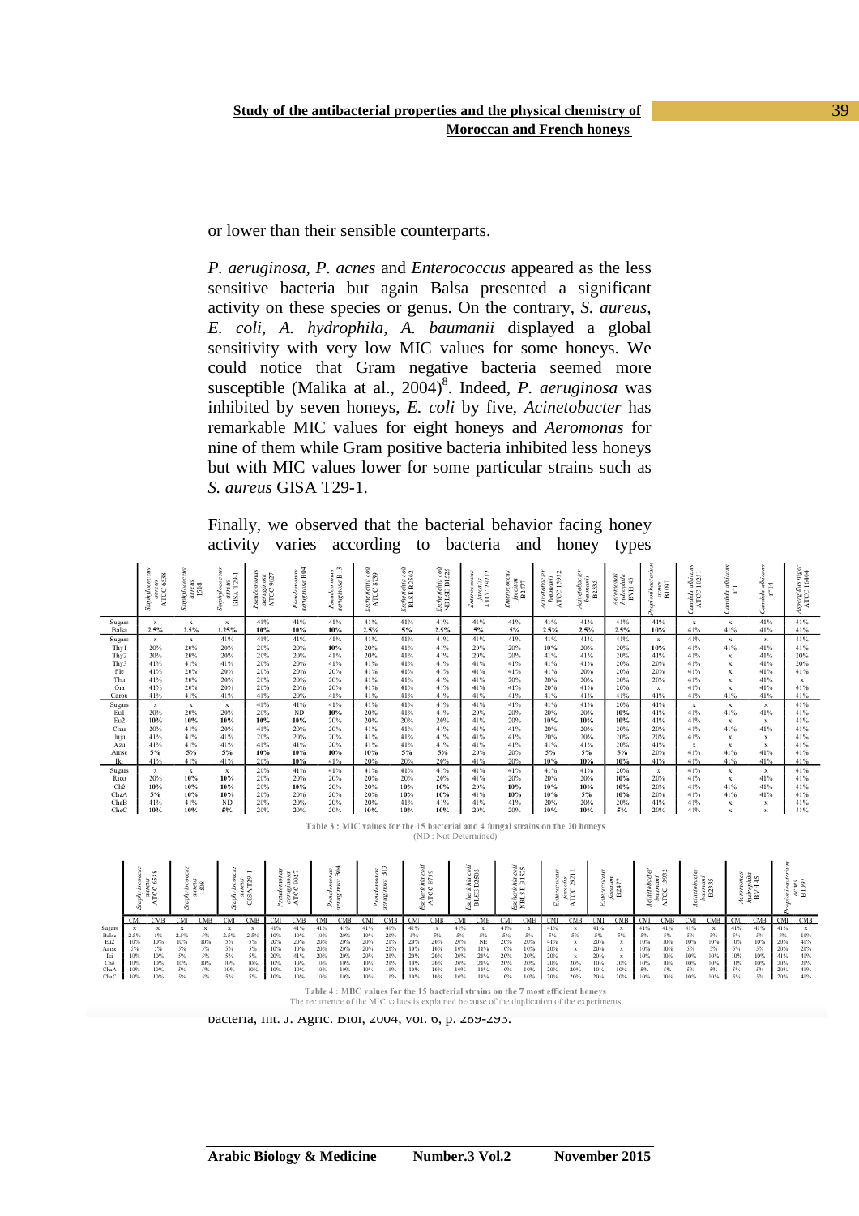or lower than their sensible counterparts.

*P. aeruginosa*, *P. acnes* and *Enterococcus* appeared as the less sensitive bacteria but again Balsa presented a significant activity on these species or genus. On the contrary, *S. aureus*, *E. coli*, *A. hydrophila*, *A. baumanii* displayed a global sensitivity with very low MIC values for some honeys. We could notice that Gram negative bacteria seemed more susceptible (Malika at al., 2004)[8]. Indeed, *P. aeruginosa* was inhibited by seven honeys, *E. coli* by five, *Acinetobacter* has remarkable MIC values for eight honeys and *Aeromonas* for nine of them while Gram positive bacteria inhibited less honeys but with MIC values lower for some particular strains such as *S. aureus* GISA T29-1.

Finally, we observed that the bacterial behavior facing honey activity varies according to bacteria and honey types

| | *Staphylococcus aureus* ATCC 6538 | *Staphylococcus aureus* 1588 | *Staphylococcus aureus* GISA T29-1 | *Pseudomonas aeruginosa* ATCC 9027 | *Pseudomonas aeruginosa* I804 | *Pseudomonas aeruginosa* I113 | *Escherichia coli* ATCC 8739 | *Escherichia coli* BLSE B2502 | *Escherichia coli* NBLSE B1525 | *Enterococcus faecalis* ATCC 29212 | *Enterococcus faecium* B2477 | *Acinetobacter baumanii* ATCC 17972 | *Acinetobacter baumanii* B2335 | *Aeromonas hydrophila* BVH45 | *Propionibacterium acnes* B1087 | *Candida albicans* ATCC 10231 | *Candida albicans* n°1 | *Candida albicans* n°14 | *Aspergillus niger* ATCC 16404 |
|---|---|---|---|---|---|---|---|---|---|---|---|---|---|---|---|---|---|---|---|
| Sugars | x | x | x | 41% | 41% | 41% | 41% | 41% | 41% | 41% | 41% | 41% | 41% | 41% | 41% | x | x | 41% | 41% |
| Balsa | 2.5% | 2.5% | 1.25% | 10% | 10% | 10% | 2.5% | 5% | 2.5% | 5% | 5% | 2.5% | 2.5% | 2.5% | 10% | 41% | 41% | 41% | 41% |
| Sugars | x | x | x | 41% | 41% | 41% | 41% | 41% | 41% | 41% | 41% | 41% | 41% | 41% | x | 41% | x | x | 41% |
| Thy1 | 20% | 20% | 20% | 20% | 20% | 10% | 20% | 41% | 41% | 20% | 20% | 10% | 20% | 20% | 10% | 41% | 41% | 41% | 41% |
| Thy2 | 20% | 20% | 20% | 20% | 20% | 41% | 20% | 41% | 41% | 20% | 20% | 41% | 41% | 20% | 41% | 41% | x | 41% | 20% |
| Thy3 | 41% | 41% | 41% | 20% | 20% | 41% | 41% | 41% | 41% | 41% | 41% | 41% | 41% | 20% | 20% | 41% | x | 41% | 20% |
| Fle | 41% | 20% | 20% | 20% | 20% | 20% | 41% | 41% | 41% | 41% | 41% | 41% | 20% | 20% | 20% | 41% | x | 41% | 41% |
| Thu | 41% | 20% | 20% | 20% | 20% | 20% | 41% | 41% | 41% | 41% | 20% | 20% | 20% | 20% | 20% | 41% | x | 41% | x |
| Ora | 41% | 20% | 20% | 20% | 20% | 20% | 41% | 41% | 41% | 41% | 41% | 20% | 41% | 20% | x | 41% | x | 41% | 41% |
| Carou | 41% | 41% | 41% | 41% | 20% | 41% | 41% | 41% | 41% | 41% | 41% | 41% | 41% | 41% | 41% | 41% | 41% | 41% | 41% |
| Sugars | x | x | x | 41% | 41% | 10% | 41% | 41% | 41% | 41% | 41% | 41% | 41% | 20% | 41% | x | x | x | 41% |
| Eu1 | 20% | 20% | 20% | 20% | ND | 10% | 20% | 41% | 41% | 20% | 20% | 20% | 20% | 10% | 41% | 41% | 41% | 41% | 41% |
| Eu2 | 10% | 10% | 10% | 10% | 10% | 20% | 20% | 20% | 20% | 41% | 20% | 10% | 10% | 10% | 41% | 41% | x | x | 41% |
| Char | 20% | 41% | 20% | 41% | 20% | 20% | 41% | 41% | 41% | 41% | 41% | 20% | 20% | 20% | 20% | 41% | 41% | 41% | 41% |
| Juju | 41% | 41% | 41% | 20% | 20% | 20% | 41% | 41% | 41% | 41% | 41% | 20% | 20% | 20% | 20% | 41% | x | x | 41% |
| Azu | 41% | 41% | 41% | 41% | 41% | 20% | 41% | 41% | 41% | 41% | 41% | 41% | 41% | 20% | 41% | x | x | x | 41% |
| Anise | 5% | 5% | 5% | 10% | 10% | 10% | 10% | 5% | 5% | 20% | 20% | 5% | 5% | 5% | 20% | 41% | 41% | 41% | 41% |
| Iki | 41% | 41% | 41% | 20% | 10% | 41% | 20% | 20% | 20% | 41% | 20% | 10% | 10% | 10% | 41% | 41% | 41% | 41% | 41% |
| Sugars | x | x | x | 20% | 41% | 41% | 41% | 41% | 41% | 41% | 41% | 41% | 41% | 20% | x | 41% | x | x | 41% |
| Rico | 20% | 10% | 10% | 20% | 20% | 20% | 20% | 20% | 20% | 41% | 20% | 20% | 20% | 10% | 20% | 41% | x | 41% | 41% |
| Ché | 10% | 10% | 10% | 20% | 10% | 20% | 20% | 10% | 10% | 20% | 10% | 10% | 10% | 10% | 20% | 41% | 41% | 41% | 41% |
| ChaA | 5% | 10% | 10% | 20% | 20% | 20% | 20% | 10% | 10% | 41% | 10% | 10% | 5% | 10% | 20% | 41% | 41% | 41% | 41% |
| ChaB | 41% | 41% | ND | 20% | 20% | 20% | 20% | 41% | 41% | 41% | 41% | 20% | 20% | 20% | 41% | 41% | x | x | 41% |
| ChaC | 10% | 10% | 5% | 20% | 20% | 20% | 10% | 10% | 10% | 20% | 20% | 10% | 10% | 5% | 20% | 41% | x | x | 41% |

Table 3 : MIC values for the 15 bacterial and 4 fungal strains on the 20 honeys
(ND : Not Determined)

| | *Staphylococcus aureus* ATCC 6538 | | *Staphylococcus aureus* 1588 | | *Staphylococcus aureus* GISA T29-1 | | *Pseudomonas aeruginosa* ATCC 9027 | | *Pseudomonas aeruginosa* I804 | | *Pseudomonas aeruginosa* I113 | | *Escherichia coli* ATCC 8739 | | *Escherichia coli* BLSE B2502 | | *Escherichia coli* NBLSE B1525 | | *Enterococcus faecalis* ATCC 29212 | | *Enterococcus faecium* B2477 | | *Acinetobacter baumanii* ATCC 13932 | | *Acinetobacter baumanii* B2335 | | *Aeromonas hydrophila* BVH45 | | *Propionibacterium acnes* B1087 | |
|---|---|---|---|---|---|---|---|---|---|---|---|---|---|---|---|---|---|---|---|---|---|---|---|---|---|---|---|---|---|---|
| | CMI | CMB | CMI | CMB | CMI | CMB | CMI | CMB | CMI | CMB | CMI | CMB | CMI | CMB | CMI | CMB | CMI | CMB | CMI | CMB | CMI | CMB | CMI | CMB | CMI | CMB | CMI | CMB | CMI | CMB |
| Sugars | x | x | x | x | x | x | 41% | 41% | 41% | 41% | 41% | 41% | 41% | x | 41% | x | 41% | x | 41% | x | 41% | x | 41% | x | 41% | 41% | 41% | x | 41% | x |
| Balsa | 2.5% | 5% | 2.5% | 5% | 2.5% | 2.5% | 10% | 10% | 10% | 20% | 10% | 20% | 5% | 5% | 5% | 5% | 5% | 5% | 5% | 5% | 5% | 5% | 5% | 5% | 5% | 5% | 5% | 5% | 5% | 10% |
| Eu2 | 10% | 10% | 10% | 10% | 5% | 5% | 20% | 20% | 20% | 20% | 20% | 20% | 20% | 20% | 20% | NE | 20% | 20% | 41% | x | 20% | x | 10% | 10% | 10% | 10% | 10% | 10% | 20% | 41% |
| Anise | 5% | 5% | 5% | 5% | 5% | 5% | 10% | 10% | 20% | 20% | 20% | 20% | 10% | 10% | 10% | 10% | 10% | 10% | 20% | x | 20% | x | 10% | 10% | 5% | 5% | 5% | 5% | 20% | 20% |
| Iki | 10% | 10% | 5% | 5% | 5% | 5% | 20% | 41% | 20% | 20% | 20% | 20% | 20% | 20% | 20% | 20% | 20% | 20% | 20% | x | 20% | x | 10% | 10% | 10% | 10% | 10% | 10% | 41% | 41% |
| Ché | 10% | 10% | 10% | 10% | 10% | 10% | 10% | 10% | 10% | 10% | 10% | 20% | 10% | 20% | 20% | 20% | 20% | 20% | 20% | 20% | 10% | 20% | 10% | 10% | 10% | 10% | 10% | 10% | 20% | 20% |
| ChaA | 10% | 10% | 5% | 5% | 10% | 10% | 10% | 10% | 10% | 10% | 10% | 10% | 10% | 10% | 10% | 10% | 10% | 10% | 20% | 20% | 10% | 10% | 5% | 5% | 5% | 5% | 5% | 5% | 20% | 41% |
| ChaC | 10% | 10% | 5% | 5% | 5% | 5% | 10% | 10% | 10% | 10% | 10% | 10% | 10% | 10% | 10% | 10% | 10% | 10% | 20% | 20% | 20% | 20% | 10% | 10% | 10% | 10% | 5% | 5% | 20% | 41% |

Table 4 : MBC values for the 15 bacterial strains on the 7 most efficient honeys
The recurrence of the MIC values is explained because of the duplication of the experiments

bacteria, Int. J. Agric. Biol, 2004, vol. 6, p. 289-293.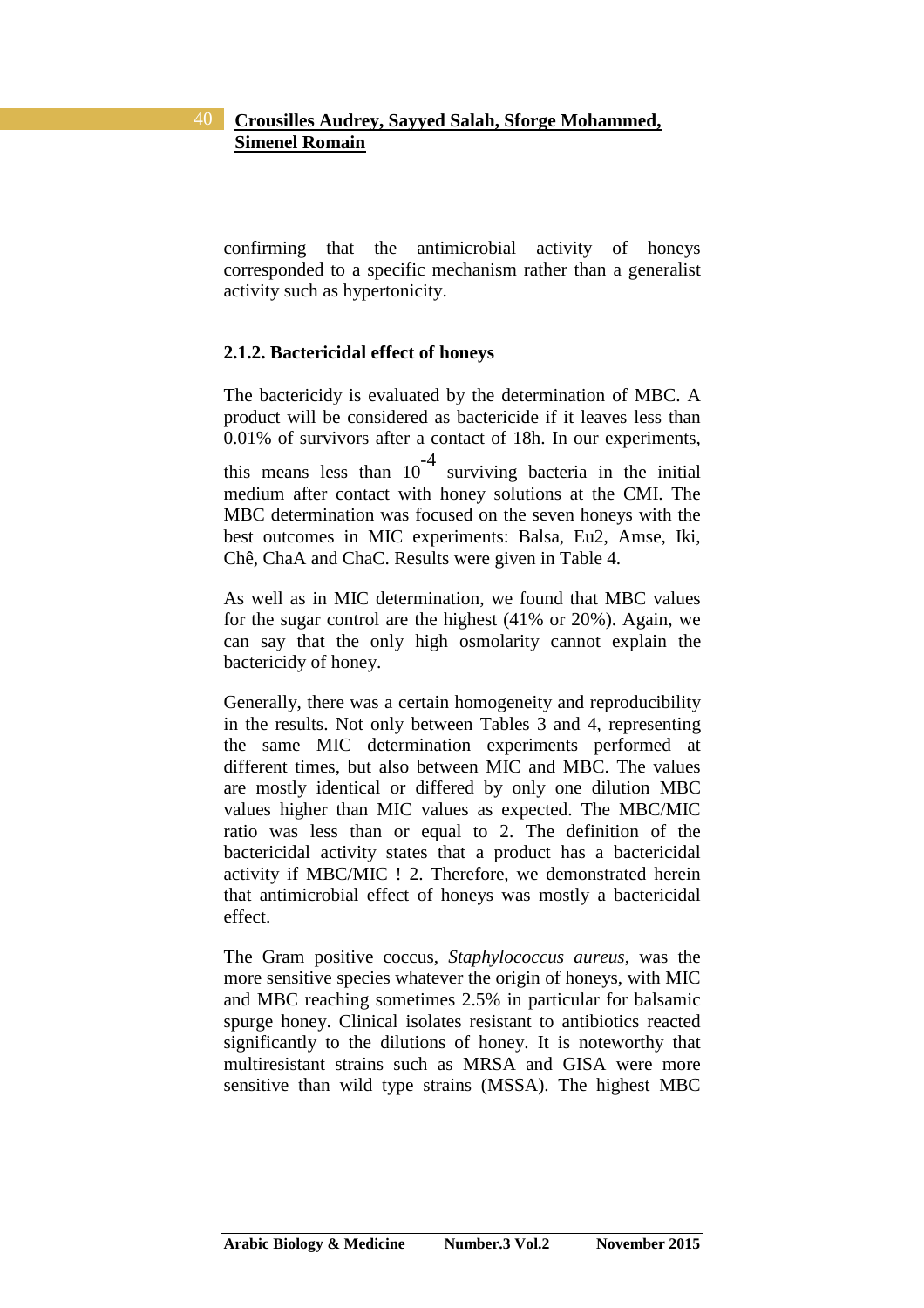confirming that the antimicrobial activity of honeys corresponded to a specific mechanism rather than a generalist activity such as hypertonicity.

### 2.1.2. Bactericidal effect of honeys

The bactericidy is evaluated by the determination of MBC. A product will be considered as bactericide if it leaves less than 0.01% of survivors after a contact of 18h. In our experiments, this means less than $10^{-4}$ surviving bacteria in the initial medium after contact with honey solutions at the CMI. The MBC determination was focused on the seven honeys with the best outcomes in MIC experiments: Balsa, Eu2, Amse, Iki, Chê, ChaA and ChaC. Results were given in Table 4.

As well as in MIC determination, we found that MBC values for the sugar control are the highest (41% or 20%). Again, we can say that the only high osmolarity cannot explain the bactericidy of honey.

Generally, there was a certain homogeneity and reproducibility in the results. Not only between Tables 3 and 4, representing the same MIC determination experiments performed at different times, but also between MIC and MBC. The values are mostly identical or differed by only one dilution MBC values higher than MIC values as expected. The MBC/MIC ratio was less than or equal to 2. The definition of the bactericidal activity states that a product has a bactericidal activity if MBC/MIC ! 2. Therefore, we demonstrated herein that antimicrobial effect of honeys was mostly a bactericidal effect.

The Gram positive coccus, *Staphylococcus aureus*, was the more sensitive species whatever the origin of honeys, with MIC and MBC reaching sometimes 2.5% in particular for balsamic spurge honey. Clinical isolates resistant to antibiotics reacted significantly to the dilutions of honey. It is noteworthy that multiresistant strains such as MRSA and GISA were more sensitive than wild type strains (MSSA). The highest MBC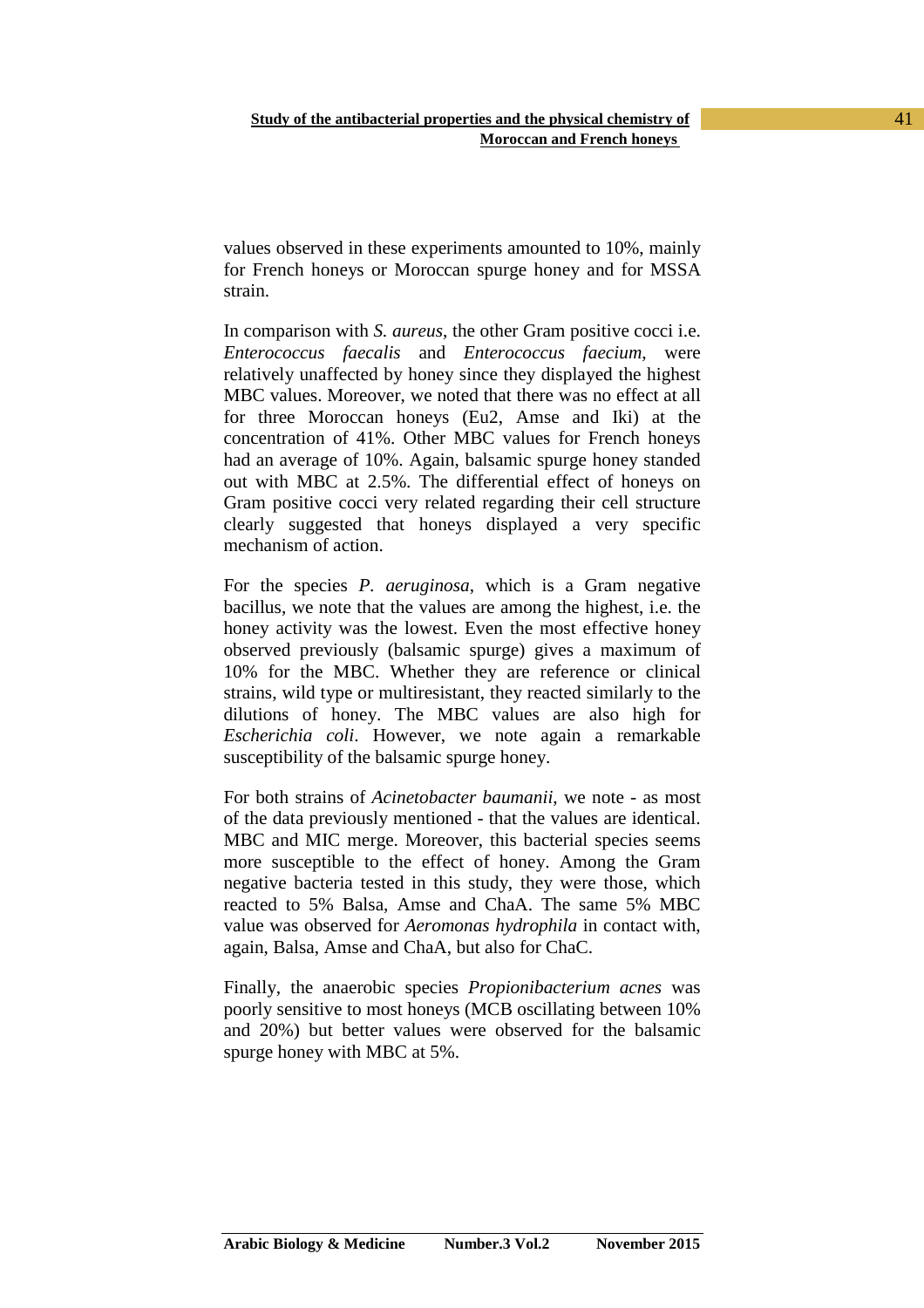values observed in these experiments amounted to 10%, mainly for French honeys or Moroccan spurge honey and for MSSA strain.

In comparison with *S. aureus*, the other Gram positive cocci i.e. *Enterococcus faecalis* and *Enterococcus faecium*, were relatively unaffected by honey since they displayed the highest MBC values. Moreover, we noted that there was no effect at all for three Moroccan honeys (Eu2, Amse and Iki) at the concentration of 41%. Other MBC values for French honeys had an average of 10%. Again, balsamic spurge honey standed out with MBC at 2.5%. The differential effect of honeys on Gram positive cocci very related regarding their cell structure clearly suggested that honeys displayed a very specific mechanism of action.

For the species *P. aeruginosa*, which is a Gram negative bacillus, we note that the values are among the highest, i.e. the honey activity was the lowest. Even the most effective honey observed previously (balsamic spurge) gives a maximum of 10% for the MBC. Whether they are reference or clinical strains, wild type or multiresistant, they reacted similarly to the dilutions of honey. The MBC values are also high for *Escherichia coli*. However, we note again a remarkable susceptibility of the balsamic spurge honey.

For both strains of *Acinetobacter baumanii*, we note - as most of the data previously mentioned - that the values are identical. MBC and MIC merge. Moreover, this bacterial species seems more susceptible to the effect of honey. Among the Gram negative bacteria tested in this study, they were those, which reacted to 5% Balsa, Amse and ChaA. The same 5% MBC value was observed for *Aeromonas hydrophila* in contact with, again, Balsa, Amse and ChaA, but also for ChaC.

Finally, the anaerobic species *Propionibacterium acnes* was poorly sensitive to most honeys (MCB oscillating between 10% and 20%) but better values were observed for the balsamic spurge honey with MBC at 5%.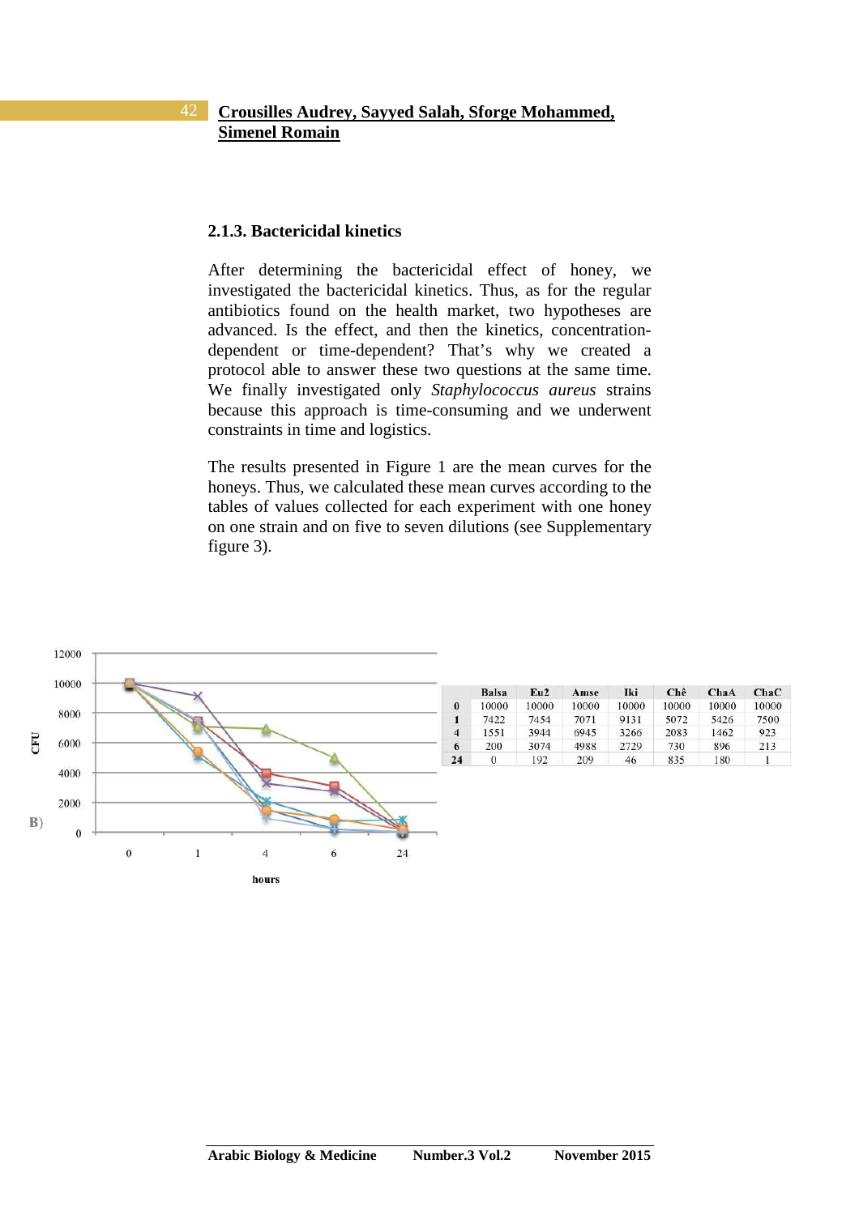### 2.1.3. Bactericidal kinetics

After determining the bactericidal effect of honey, we investigated the bactericidal kinetics. Thus, as for the regular antibiotics found on the health market, two hypotheses are advanced. Is the effect, and then the kinetics, concentration-dependent or time-dependent? That's why we created a protocol able to answer these two questions at the same time. We finally investigated only *Staphylococcus aureus* strains because this approach is time-consuming and we underwent constraints in time and logistics.

The results presented in Figure 1 are the mean curves for the honeys. Thus, we calculated these mean curves according to the tables of values collected for each experiment with one honey on one strain and on five to seven dilutions (see Supplementary figure 3).

B)

| | Balsa | Eu2 | Amse | Iki | Chê | ChaA | ChaC |
|---|---|---|---|---|---|---|---|
| **0** | 10000 | 10000 | 10000 | 10000 | 10000 | 10000 | 10000 |
| **1** | 7422 | 7454 | 7071 | 9131 | 5072 | 5426 | 7500 |
| **4** | 1551 | 3944 | 6945 | 3266 | 2083 | 1462 | 923 |
| **6** | 200 | 3074 | 4988 | 2729 | 730 | 896 | 213 |
| **24** | 0 | 192 | 209 | 46 | 835 | 180 | 1 |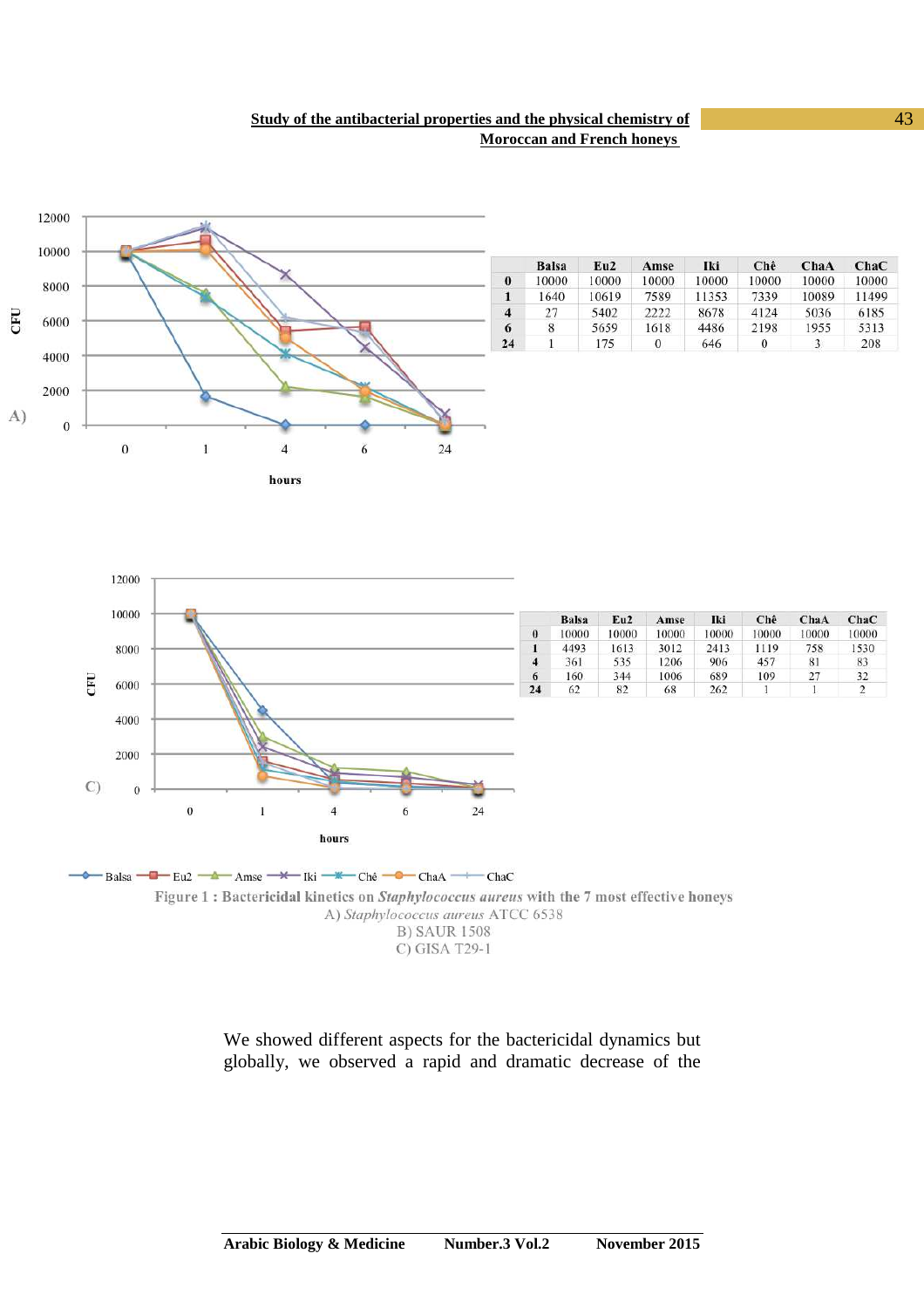| | Balsa | Eu2 | Amse | Iki | Chê | ChaA | ChaC |
|---|---|---|---|---|---|---|---|
| 0 | 10000 | 10000 | 10000 | 10000 | 10000 | 10000 | 10000 |
| 1 | 1640 | 10619 | 7589 | 11353 | 7339 | 10089 | 11499 |
| 4 | 27 | 5402 | 2222 | 8678 | 4124 | 5036 | 6185 |
| 6 | 8 | 5659 | 1618 | 4486 | 2198 | 1955 | 5313 |
| 24 | 1 | 175 | 0 | 646 | 0 | 3 | 208 |

| | Balsa | Eu2 | Amse | Iki | Chê | ChaA | ChaC |
|---|---|---|---|---|---|---|---|
| 0 | 10000 | 10000 | 10000 | 10000 | 10000 | 10000 | 10000 |
| 1 | 4493 | 1613 | 3012 | 2413 | 1119 | 758 | 1530 |
| 4 | 361 | 535 | 1206 | 906 | 457 | 81 | 83 |
| 6 | 160 | 344 | 1006 | 689 | 109 | 27 | 32 |
| 24 | 62 | 82 | 68 | 262 | 1 | 1 | 2 |

**Figure 1 : Bactericidal kinetics on *Staphylococcus aureus* with the 7 most effective honeys**
A) *Staphylococcus aureus* ATCC 6538
B) SAUR 1508
C) GISA T29-1

We showed different aspects for the bactericidal dynamics but globally, we observed a rapid and dramatic decrease of the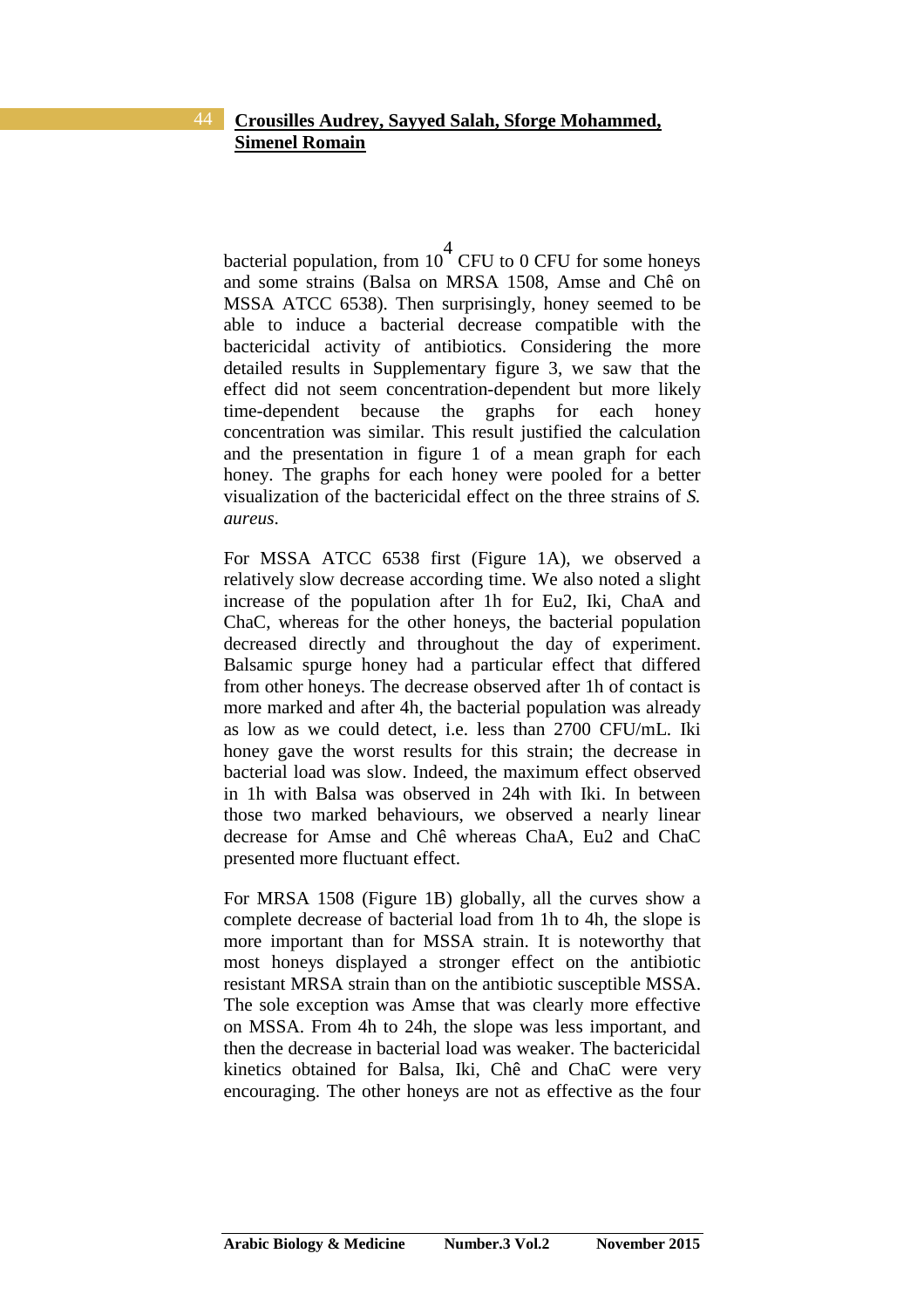bacterial population, from $10^4$ CFU to 0 CFU for some honeys and some strains (Balsa on MRSA 1508, Amse and Chê on MSSA ATCC 6538). Then surprisingly, honey seemed to be able to induce a bacterial decrease compatible with the bactericidal activity of antibiotics. Considering the more detailed results in Supplementary figure 3, we saw that the effect did not seem concentration-dependent but more likely time-dependent because the graphs for each honey concentration was similar. This result justified the calculation and the presentation in figure 1 of a mean graph for each honey. The graphs for each honey were pooled for a better visualization of the bactericidal effect on the three strains of *S. aureus*.

For MSSA ATCC 6538 first (Figure 1A), we observed a relatively slow decrease according time. We also noted a slight increase of the population after 1h for Eu2, Iki, ChaA and ChaC, whereas for the other honeys, the bacterial population decreased directly and throughout the day of experiment. Balsamic spurge honey had a particular effect that differed from other honeys. The decrease observed after 1h of contact is more marked and after 4h, the bacterial population was already as low as we could detect, i.e. less than 2700 CFU/mL. Iki honey gave the worst results for this strain; the decrease in bacterial load was slow. Indeed, the maximum effect observed in 1h with Balsa was observed in 24h with Iki. In between those two marked behaviours, we observed a nearly linear decrease for Amse and Chê whereas ChaA, Eu2 and ChaC presented more fluctuant effect.

For MRSA 1508 (Figure 1B) globally, all the curves show a complete decrease of bacterial load from 1h to 4h, the slope is more important than for MSSA strain. It is noteworthy that most honeys displayed a stronger effect on the antibiotic resistant MRSA strain than on the antibiotic susceptible MSSA. The sole exception was Amse that was clearly more effective on MSSA. From 4h to 24h, the slope was less important, and then the decrease in bacterial load was weaker. The bactericidal kinetics obtained for Balsa, Iki, Chê and ChaC were very encouraging. The other honeys are not as effective as the four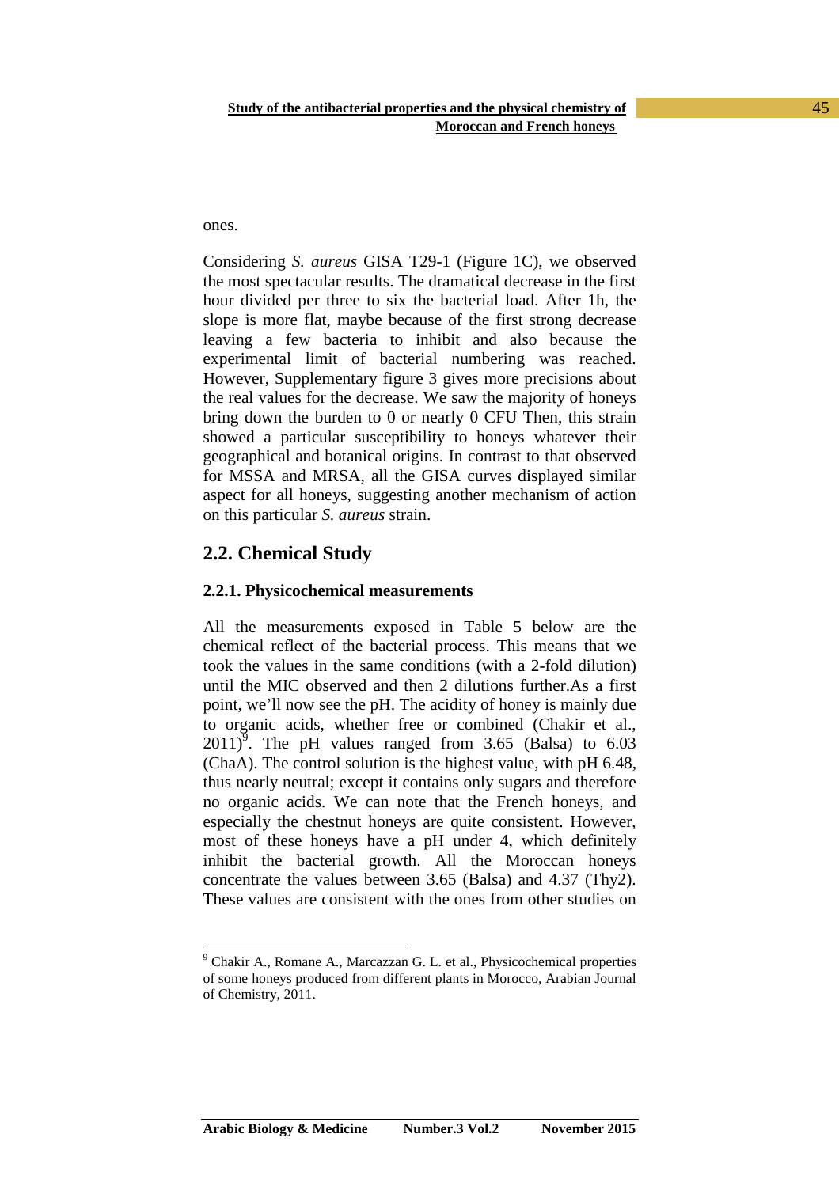ones.

Considering *S. aureus* GISA T29-1 (Figure 1C), we observed the most spectacular results. The dramatical decrease in the first hour divided per three to six the bacterial load. After 1h, the slope is more flat, maybe because of the first strong decrease leaving a few bacteria to inhibit and also because the experimental limit of bacterial numbering was reached. However, Supplementary figure 3 gives more precisions about the real values for the decrease. We saw the majority of honeys bring down the burden to 0 or nearly 0 CFU Then, this strain showed a particular susceptibility to honeys whatever their geographical and botanical origins. In contrast to that observed for MSSA and MRSA, all the GISA curves displayed similar aspect for all honeys, suggesting another mechanism of action on this particular *S. aureus* strain.

## 2.2. Chemical Study

### 2.2.1. Physicochemical measurements

All the measurements exposed in Table 5 below are the chemical reflect of the bacterial process. This means that we took the values in the same conditions (with a 2-fold dilution) until the MIC observed and then 2 dilutions further.As a first point, we'll now see the pH. The acidity of honey is mainly due to organic acids, whether free or combined (Chakir et al., 2011)[9]. The pH values ranged from 3.65 (Balsa) to 6.03 (ChaA). The control solution is the highest value, with pH 6.48, thus nearly neutral; except it contains only sugars and therefore no organic acids. We can note that the French honeys, and especially the chestnut honeys are quite consistent. However, most of these honeys have a pH under 4, which definitely inhibit the bacterial growth. All the Moroccan honeys concentrate the values between 3.65 (Balsa) and 4.37 (Thy2). These values are consistent with the ones from other studies on

---

[9] Chakir A., Romane A., Marcazzan G. L. et al., Physicochemical properties of some honeys produced from different plants in Morocco, Arabian Journal of Chemistry, 2011.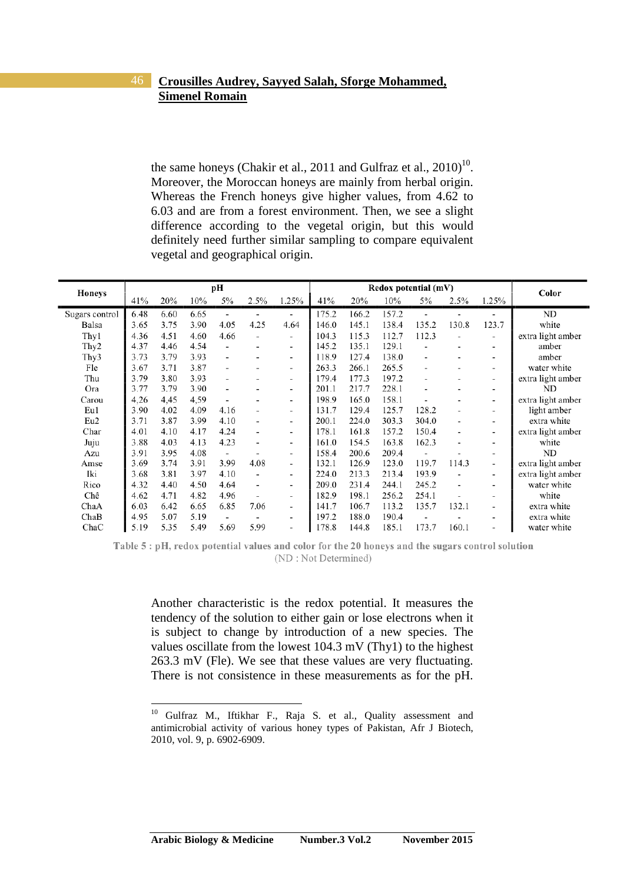the same honeys (Chakir et al., 2011 and Gulfraz et al., 2010)[10]. Moreover, the Moroccan honeys are mainly from herbal origin. Whereas the French honeys give higher values, from 4.62 to 6.03 and are from a forest environment. Then, we see a slight difference according to the vegetal origin, but this would definitely need further similar sampling to compare equivalent vegetal and geographical origin.

| Honeys | pH | | | | | | Redox potential (mV) | | | | | | Color |
|---|---|---|---|---|---|---|---|---|---|---|---|---|---|
| | 41% | 20% | 10% | 5% | 2.5% | 1.25% | 41% | 20% | 10% | 5% | 2.5% | 1.25% | |
| Sugars control | 6.48 | 6.60 | 6.65 | - | - | - | 175.2 | 166.2 | 157.2 | - | - | - | ND |
| Balsa | 3.65 | 3.75 | 3.90 | 4.05 | 4.25 | 4.64 | 146.0 | 145.1 | 138.4 | 135.2 | 130.8 | 123.7 | white |
| Thy1 | 4.36 | 4.51 | 4.60 | 4.66 | - | - | 104.3 | 115.3 | 112.7 | 112.3 | - | - | extra light amber |
| Thy2 | 4.37 | 4.46 | 4.54 | - | - | - | 145.2 | 135.1 | 129.1 | - | - | - | amber |
| Thy3 | 3.73 | 3.79 | 3.93 | - | - | - | 118.9 | 127.4 | 138.0 | - | - | - | amber |
| Fle | 3.67 | 3.71 | 3.87 | - | - | - | 263.3 | 266.1 | 265.5 | - | - | - | water white |
| Thu | 3.79 | 3.80 | 3.93 | - | - | - | 179.4 | 177.3 | 197.2 | - | - | - | extra light amber |
| Ora | 3.77 | 3.79 | 3.90 | - | - | - | 201.1 | 217.7 | 228.1 | - | - | - | ND |
| Carou | 4,26 | 4,45 | 4,59 | - | - | - | 198.9 | 165.0 | 158.1 | - | - | - | extra light amber |
| Eu1 | 3.90 | 4.02 | 4.09 | 4.16 | - | - | 131.7 | 129.4 | 125.7 | 128.2 | - | - | light amber |
| Eu2 | 3.71 | 3.87 | 3.99 | 4.10 | - | - | 200.1 | 224.0 | 303.3 | 304.0 | - | - | extra white |
| Char | 4.01 | 4.10 | 4.17 | 4.24 | - | - | 178.1 | 161.8 | 157.2 | 150.4 | - | - | extra light amber |
| Juju | 3.88 | 4.03 | 4.13 | 4.23 | - | - | 161.0 | 154.5 | 163.8 | 162.3 | - | - | white |
| Azu | 3.91 | 3.95 | 4.08 | - | - | - | 158.4 | 200.6 | 209.4 | - | - | - | ND |
| Amse | 3.69 | 3.74 | 3.91 | 3.99 | 4.08 | - | 132.1 | 126.9 | 123.0 | 119.7 | 114.3 | - | extra light amber |
| Iki | 3.68 | 3.81 | 3.97 | 4.10 | - | - | 224.0 | 213.3 | 213.4 | 193.9 | - | - | extra light amber |
| Rico | 4.32 | 4.40 | 4.50 | 4.64 | - | - | 209.0 | 231.4 | 244.1 | 245.2 | - | - | water white |
| Chê | 4.62 | 4.71 | 4.82 | 4.96 | - | - | 182.9 | 198.1 | 256.2 | 254.1 | - | - | white |
| ChaA | 6.03 | 6.42 | 6.65 | 6.85 | 7.06 | - | 141.7 | 106.7 | 113.2 | 135.7 | 132.1 | - | extra white |
| ChaB | 4.95 | 5.07 | 5.19 | - | - | - | 197.2 | 188.0 | 190.4 | - | - | - | extra white |
| ChaC | 5.19 | 5.35 | 5.49 | 5.69 | 5.99 | - | 178.8 | 144.8 | 185.1 | 173.7 | 160.1 | - | water white |

**Table 5 : pH, redox potential values and color for the 20 honeys and the sugars control solution**
(ND : Not Determined)

Another characteristic is the redox potential. It measures the tendency of the solution to either gain or lose electrons when it is subject to change by introduction of a new species. The values oscillate from the lowest 104.3 mV (Thy1) to the highest 263.3 mV (Fle). We see that these values are very fluctuating. There is not consistence in these measurements as for the pH.

---

[10] Gulfraz M., Iftikhar F., Raja S. et al., Quality assessment and antimicrobial activity of various honey types of Pakistan, Afr J Biotech, 2010, vol. 9, p. 6902-6909.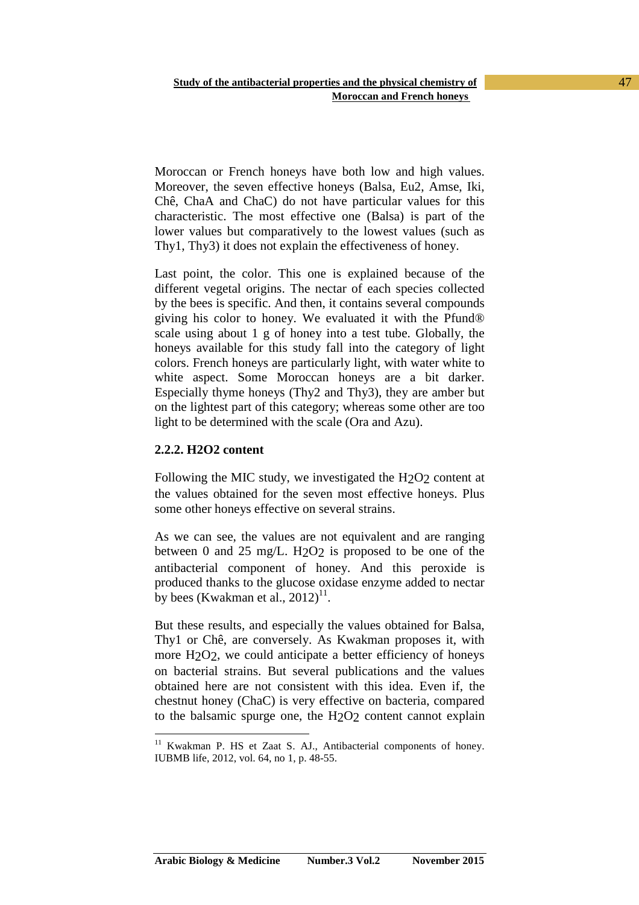Moroccan or French honeys have both low and high values. Moreover, the seven effective honeys (Balsa, Eu2, Amse, Iki, Chê, ChaA and ChaC) do not have particular values for this characteristic. The most effective one (Balsa) is part of the lower values but comparatively to the lowest values (such as Thy1, Thy3) it does not explain the effectiveness of honey.

Last point, the color. This one is explained because of the different vegetal origins. The nectar of each species collected by the bees is specific. And then, it contains several compounds giving his color to honey. We evaluated it with the Pfund® scale using about 1 g of honey into a test tube. Globally, the honeys available for this study fall into the category of light colors. French honeys are particularly light, with water white to white aspect. Some Moroccan honeys are a bit darker. Especially thyme honeys (Thy2 and Thy3), they are amber but on the lightest part of this category; whereas some other are too light to be determined with the scale (Ora and Azu).

### 2.2.2. H2O2 content

Following the MIC study, we investigated the $H_2O_2$ content at the values obtained for the seven most effective honeys. Plus some other honeys effective on several strains.

As we can see, the values are not equivalent and are ranging between 0 and 25 mg/L. $H_2O_2$ is proposed to be one of the antibacterial component of honey. And this peroxide is produced thanks to the glucose oxidase enzyme added to nectar by bees (Kwakman et al., 2012)[11].

But these results, and especially the values obtained for Balsa, Thy1 or Chê, are conversely. As Kwakman proposes it, with more $H_2O_2$, we could anticipate a better efficiency of honeys on bacterial strains. But several publications and the values obtained here are not consistent with this idea. Even if, the chestnut honey (ChaC) is very effective on bacteria, compared to the balsamic spurge one, the $H_2O_2$ content cannot explain

[11] Kwakman P. HS et Zaat S. AJ., Antibacterial components of honey. IUBMB life, 2012, vol. 64, no 1, p. 48-55.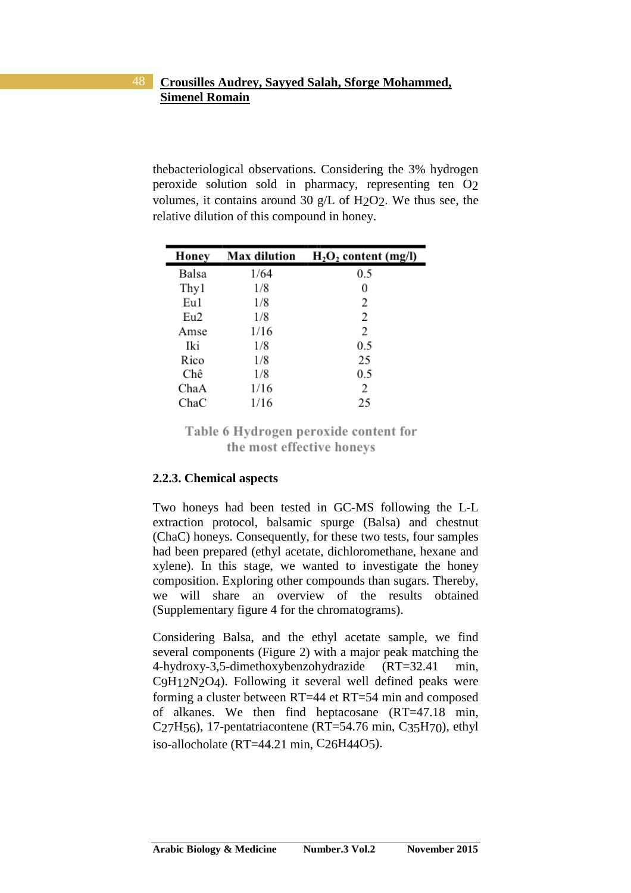thebacteriological observations. Considering the 3% hydrogen peroxide solution sold in pharmacy, representing ten $O_2$ volumes, it contains around 30 g/L of $H_2O_2$. We thus see, the relative dilution of this compound in honey.

| Honey | Max dilution | $H_2O_2$ content (mg/l) |
|---|---|---|
| Balsa | 1/64 | 0.5 |
| Thy1 | 1/8 | 0 |
| Eu1 | 1/8 | 2 |
| Eu2 | 1/8 | 2 |
| Amse | 1/16 | 2 |
| Iki | 1/8 | 0.5 |
| Rico | 1/8 | 25 |
| Chê | 1/8 | 0.5 |
| ChaA | 1/16 | 2 |
| ChaC | 1/16 | 25 |

Table 6 Hydrogen peroxide content for the most effective honeys

### 2.2.3. Chemical aspects

Two honeys had been tested in GC-MS following the L-L extraction protocol, balsamic spurge (Balsa) and chestnut (ChaC) honeys. Consequently, for these two tests, four samples had been prepared (ethyl acetate, dichloromethane, hexane and xylene). In this stage, we wanted to investigate the honey composition. Exploring other compounds than sugars. Thereby, we will share an overview of the results obtained (Supplementary figure 4 for the chromatograms).

Considering Balsa, and the ethyl acetate sample, we find several components (Figure 2) with a major peak matching the 4-hydroxy-3,5-dimethoxybenzohydrazide (RT=32.41 min, $C_9H_{12}N_2O_4$). Following it several well defined peaks were forming a cluster between RT=44 et RT=54 min and composed of alkanes. We then find heptacosane (RT=47.18 min, $C_{27}H_{56}$), 17-pentatriacontene (RT=54.76 min, $C_{35}H_{70}$), ethyl iso-allocholate (RT=44.21 min, $C_{26}H_{44}O_5$).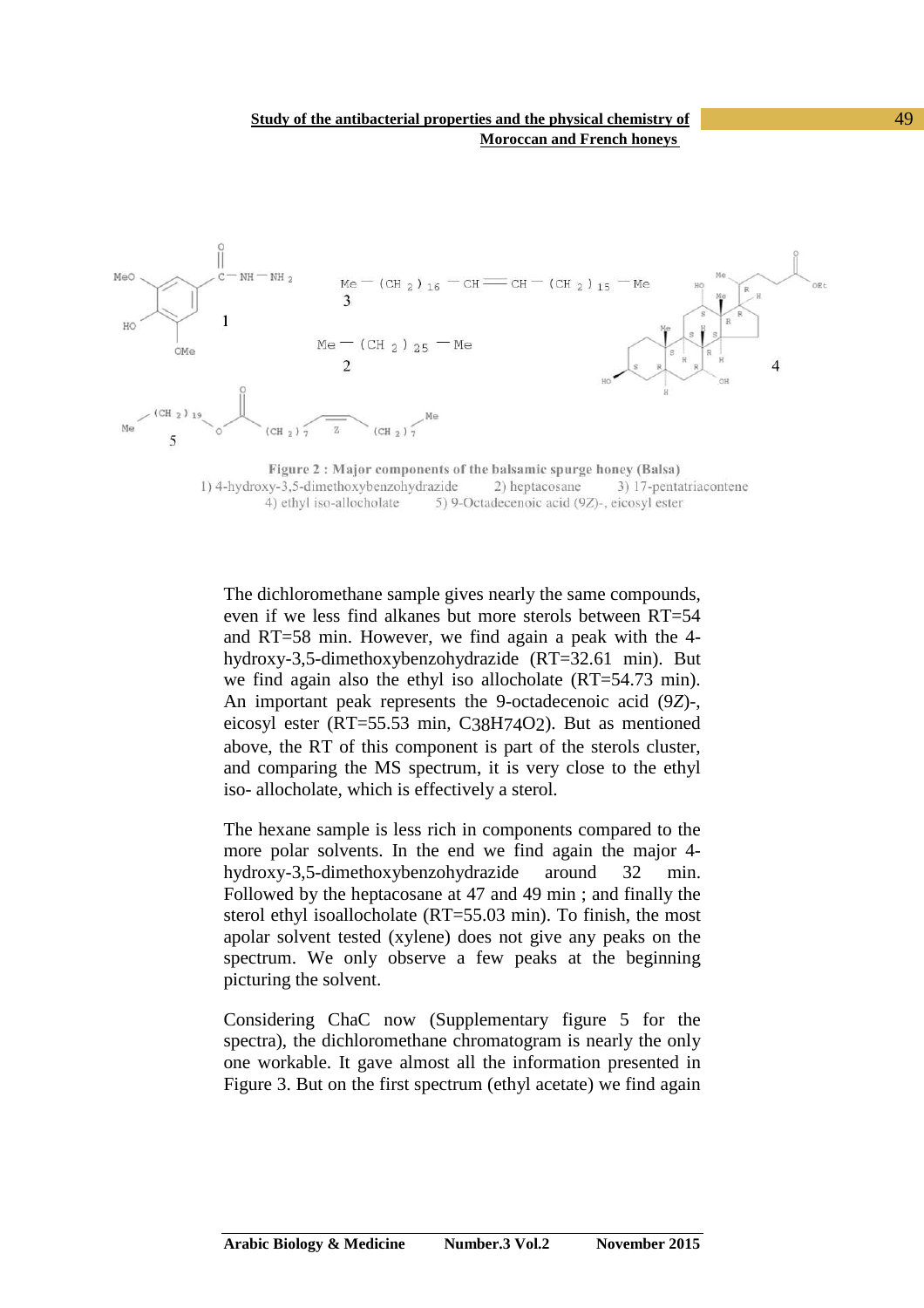Figure 2 : Major components of the balsamic spurge honey (Balsa)
1) 4-hydroxy-3,5-dimethoxybenzohydrazide 2) heptacosane 3) 17-pentatriacontene
4) ethyl iso-allocholate 5) 9-Octadecenoic acid (9Z)-, eicosyl ester

The dichloromethane sample gives nearly the same compounds, even if we less find alkanes but more sterols between RT=54 and RT=58 min. However, we find again a peak with the 4-hydroxy-3,5-dimethoxybenzohydrazide (RT=32.61 min). But we find again also the ethyl iso allocholate (RT=54.73 min). An important peak represents the 9-octadecenoic acid (9*Z*)-, eicosyl ester (RT=55.53 min, $C_{38}H_{74}O_2$). But as mentioned above, the RT of this component is part of the sterols cluster, and comparing the MS spectrum, it is very close to the ethyl iso- allocholate, which is effectively a sterol.

The hexane sample is less rich in components compared to the more polar solvents. In the end we find again the major 4-hydroxy-3,5-dimethoxybenzohydrazide around 32 min. Followed by the heptacosane at 47 and 49 min ; and finally the sterol ethyl isoallocholate (RT=55.03 min). To finish, the most apolar solvent tested (xylene) does not give any peaks on the spectrum. We only observe a few peaks at the beginning picturing the solvent.

Considering ChaC now (Supplementary figure 5 for the spectra), the dichloromethane chromatogram is nearly the only one workable. It gave almost all the information presented in Figure 3. But on the first spectrum (ethyl acetate) we find again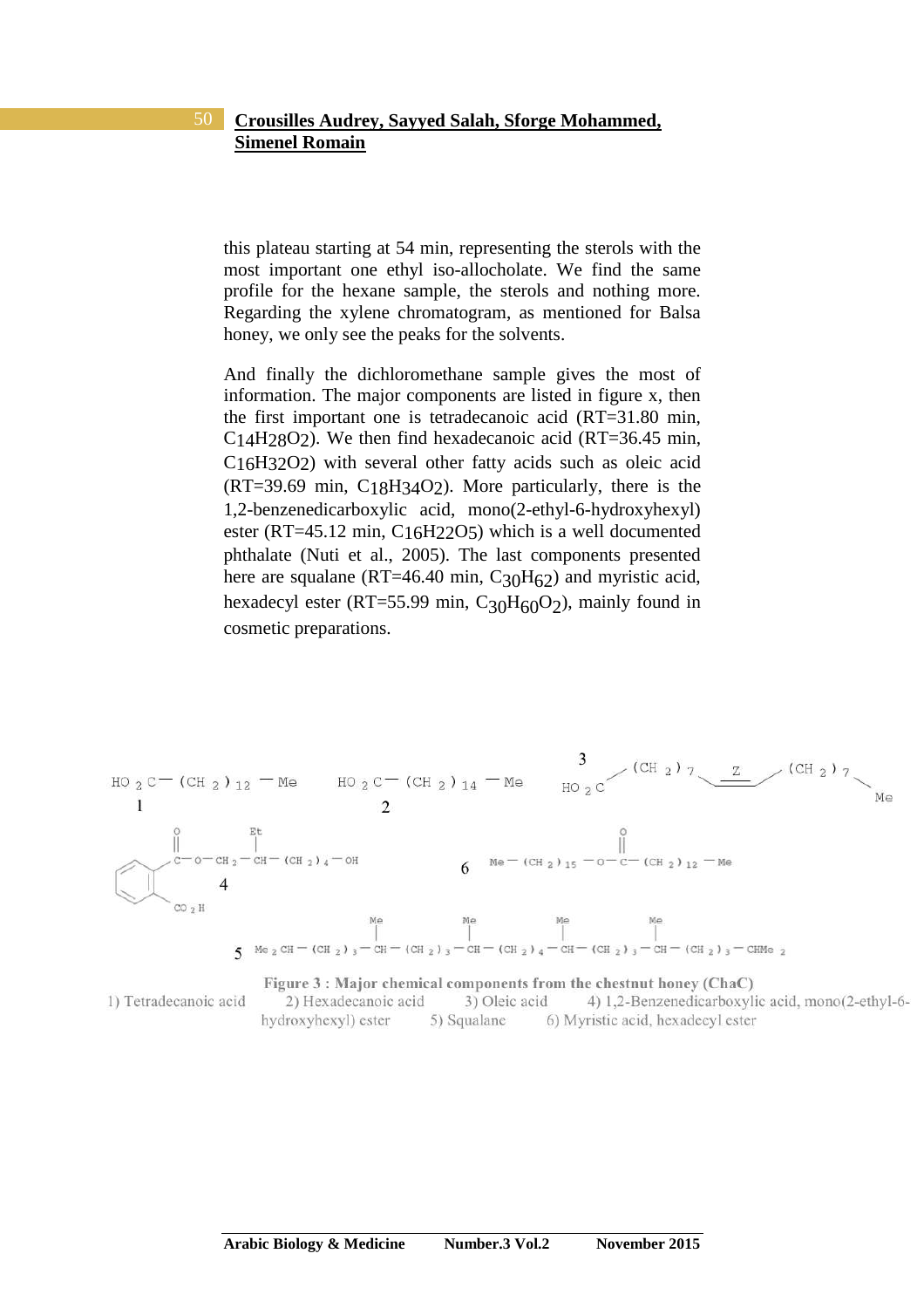this plateau starting at 54 min, representing the sterols with the most important one ethyl iso-allocholate. We find the same profile for the hexane sample, the sterols and nothing more. Regarding the xylene chromatogram, as mentioned for Balsa honey, we only see the peaks for the solvents.

And finally the dichloromethane sample gives the most of information. The major components are listed in figure x, then the first important one is tetradecanoic acid (RT=31.80 min, $C_{14}H_{28}O_2$). We then find hexadecanoic acid (RT=36.45 min, $C_{16}H_{32}O_2$) with several other fatty acids such as oleic acid (RT=39.69 min, $C_{18}H_{34}O_2$). More particularly, there is the 1,2-benzenedicarboxylic acid, mono(2-ethyl-6-hydroxyhexyl) ester (RT=45.12 min, $C_{16}H_{22}O_5$) which is a well documented phthalate (Nuti et al., 2005). The last components presented here are squalane (RT=46.40 min, $C_{30}H_{62}$) and myristic acid, hexadecyl ester (RT=55.99 min, $C_{30}H_{60}O_2$), mainly found in cosmetic preparations.

**Figure 3 : Major chemical components from the chestnut honey (ChaC)**
1) Tetradecanoic acid 2) Hexadecanoic acid 3) Oleic acid 4) 1,2-Benzenedicarboxylic acid, mono(2-ethyl-6-hydroxyhexyl) ester 5) Squalane 6) Myristic acid, hexadecyl ester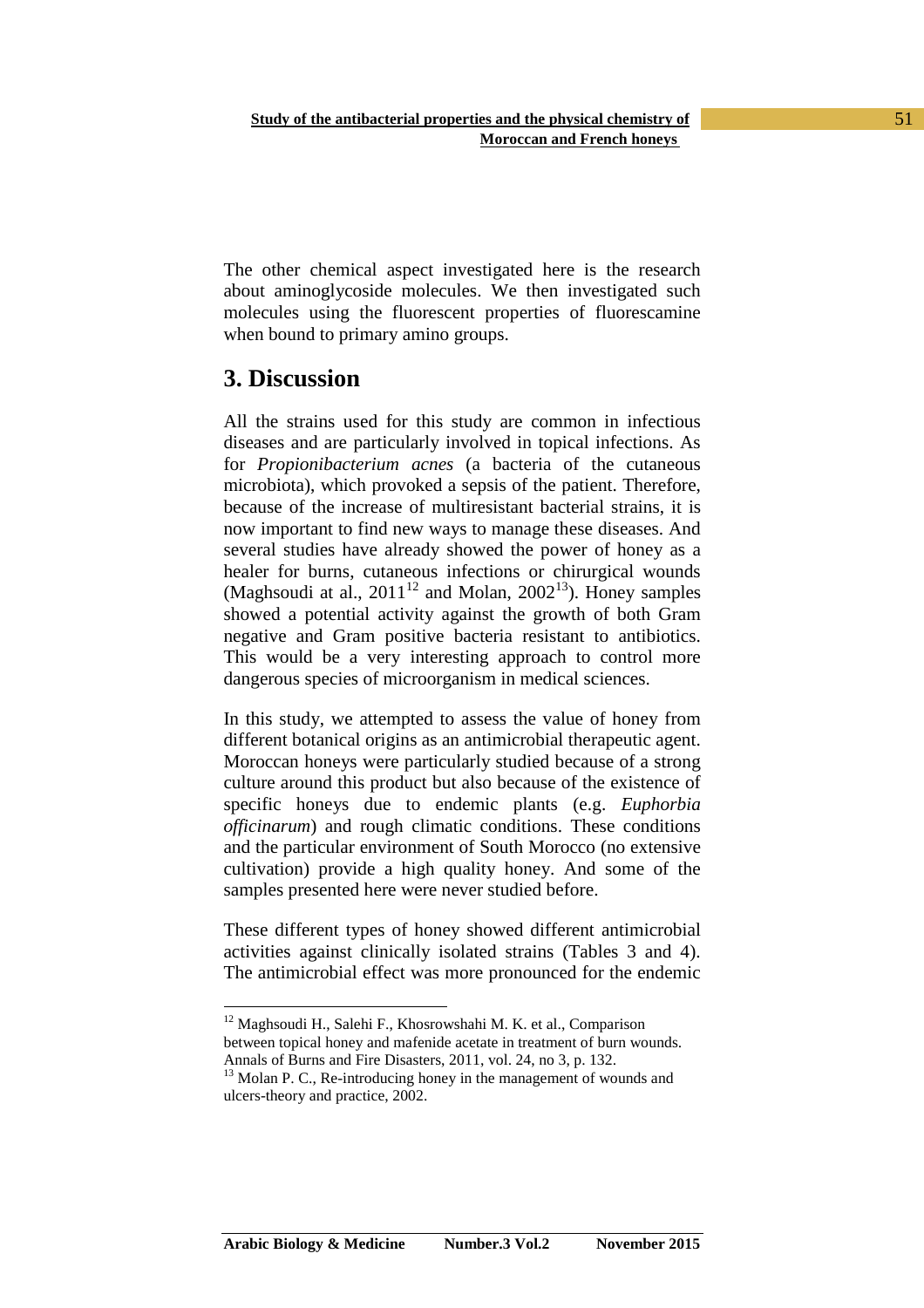The other chemical aspect investigated here is the research about aminoglycoside molecules. We then investigated such molecules using the fluorescent properties of fluorescamine when bound to primary amino groups.

## 3. Discussion

All the strains used for this study are common in infectious diseases and are particularly involved in topical infections. As for *Propionibacterium acnes* (a bacteria of the cutaneous microbiota), which provoked a sepsis of the patient. Therefore, because of the increase of multiresistant bacterial strains, it is now important to find new ways to manage these diseases. And several studies have already showed the power of honey as a healer for burns, cutaneous infections or chirurgical wounds (Maghsoudi at al., 2011[12] and Molan, 2002[13]). Honey samples showed a potential activity against the growth of both Gram negative and Gram positive bacteria resistant to antibiotics. This would be a very interesting approach to control more dangerous species of microorganism in medical sciences.

In this study, we attempted to assess the value of honey from different botanical origins as an antimicrobial therapeutic agent. Moroccan honeys were particularly studied because of a strong culture around this product but also because of the existence of specific honeys due to endemic plants (e.g. *Euphorbia officinarum*) and rough climatic conditions. These conditions and the particular environment of South Morocco (no extensive cultivation) provide a high quality honey. And some of the samples presented here were never studied before.

These different types of honey showed different antimicrobial activities against clinically isolated strains (Tables 3 and 4). The antimicrobial effect was more pronounced for the endemic

---

[12] Maghsoudi H., Salehi F., Khosrowshahi M. K. et al., Comparison between topical honey and mafenide acetate in treatment of burn wounds. Annals of Burns and Fire Disasters, 2011, vol. 24, no 3, p. 132.

[13] Molan P. C., Re-introducing honey in the management of wounds and ulcers-theory and practice, 2002.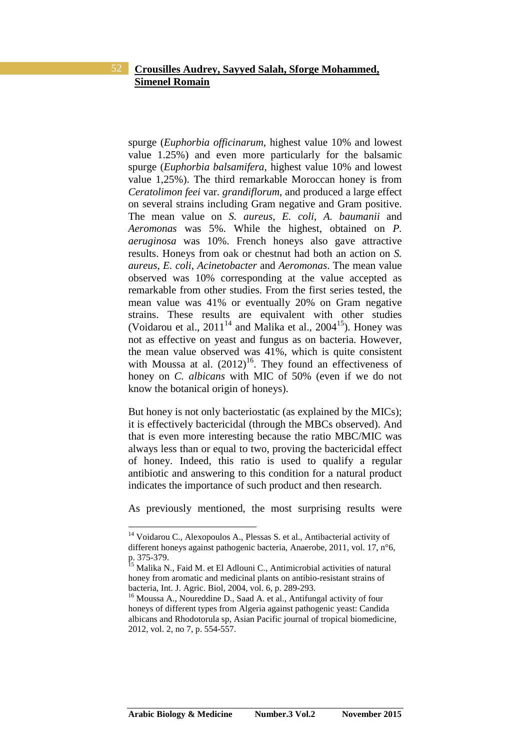spurge (*Euphorbia officinarum*, highest value 10% and lowest value 1.25%) and even more particularly for the balsamic spurge (*Euphorbia balsamifera*, highest value 10% and lowest value 1,25%). The third remarkable Moroccan honey is from *Ceratolimon feei* var. *grandiflorum*, and produced a large effect on several strains including Gram negative and Gram positive. The mean value on *S. aureus*, *E. coli*, *A. baumanii* and *Aeromonas* was 5%. While the highest, obtained on *P. aeruginosa* was 10%. French honeys also gave attractive results. Honeys from oak or chestnut had both an action on *S. aureus*, *E. coli*, *Acinetobacter* and *Aeromonas*. The mean value observed was 10% corresponding at the value accepted as remarkable from other studies. From the first series tested, the mean value was 41% or eventually 20% on Gram negative strains. These results are equivalent with other studies (Voidarou et al., 2011[14] and Malika et al., 2004[15]). Honey was not as effective on yeast and fungus as on bacteria. However, the mean value observed was 41%, which is quite consistent with Moussa at al. (2012)[16]. They found an effectiveness of honey on *C. albicans* with MIC of 50% (even if we do not know the botanical origin of honeys).

But honey is not only bacteriostatic (as explained by the MICs); it is effectively bactericidal (through the MBCs observed). And that is even more interesting because the ratio MBC/MIC was always less than or equal to two, proving the bactericidal effect of honey. Indeed, this ratio is used to qualify a regular antibiotic and answering to this condition for a natural product indicates the importance of such product and then research.

As previously mentioned, the most surprising results were

---

[14] Voidarou C., Alexopoulos A., Plessas S. et al., Antibacterial activity of different honeys against pathogenic bacteria, Anaerobe, 2011, vol. 17, n°6, p. 375-379.

[15] Malika N., Faid M. et El Adlouni C., Antimicrobial activities of natural honey from aromatic and medicinal plants on antibio-resistant strains of bacteria, Int. J. Agric. Biol, 2004, vol. 6, p. 289-293.

[16] Moussa A., Noureddine D., Saad A. et al., Antifungal activity of four honeys of different types from Algeria against pathogenic yeast: Candida albicans and Rhodotorula sp, Asian Pacific journal of tropical biomedicine, 2012, vol. 2, no 7, p. 554-557.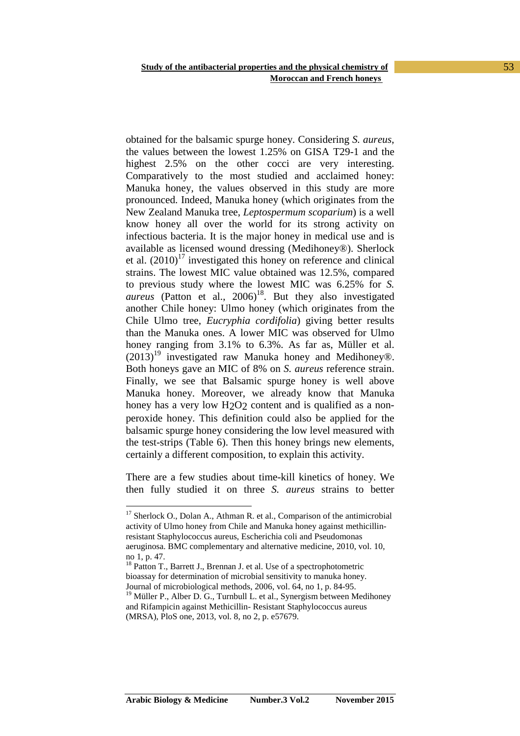obtained for the balsamic spurge honey. Considering *S. aureus*, the values between the lowest 1.25% on GISA T29-1 and the highest 2.5% on the other cocci are very interesting. Comparatively to the most studied and acclaimed honey: Manuka honey, the values observed in this study are more pronounced. Indeed, Manuka honey (which originates from the New Zealand Manuka tree, *Leptospermum scoparium*) is a well know honey all over the world for its strong activity on infectious bacteria. It is the major honey in medical use and is available as licensed wound dressing (Medihoney®). Sherlock et al. (2010)[17] investigated this honey on reference and clinical strains. The lowest MIC value obtained was 12.5%, compared to previous study where the lowest MIC was 6.25% for *S. aureus* (Patton et al., 2006)[18]. But they also investigated another Chile honey: Ulmo honey (which originates from the Chile Ulmo tree, *Eucryphia cordifolia*) giving better results than the Manuka ones. A lower MIC was observed for Ulmo honey ranging from 3.1% to 6.3%. As far as, Müller et al. (2013)[19] investigated raw Manuka honey and Medihoney®. Both honeys gave an MIC of 8% on *S. aureus* reference strain. Finally, we see that Balsamic spurge honey is well above Manuka honey. Moreover, we already know that Manuka honey has a very low $H_2O_2$ content and is qualified as a non-peroxide honey. This definition could also be applied for the balsamic spurge honey considering the low level measured with the test-strips (Table 6). Then this honey brings new elements, certainly a different composition, to explain this activity.

There are a few studies about time-kill kinetics of honey. We then fully studied it on three *S. aureus* strains to better

---

[17] Sherlock O., Dolan A., Athman R. et al., Comparison of the antimicrobial activity of Ulmo honey from Chile and Manuka honey against methicillin-resistant Staphylococcus aureus, Escherichia coli and Pseudomonas aeruginosa. BMC complementary and alternative medicine, 2010, vol. 10, no 1, p. 47.

[18] Patton T., Barrett J., Brennan J. et al. Use of a spectrophotometric bioassay for determination of microbial sensitivity to manuka honey. Journal of microbiological methods, 2006, vol. 64, no 1, p. 84-95.

[19] Müller P., Alber D. G., Turnbull L. et al., Synergism between Medihoney and Rifampicin against Methicillin- Resistant Staphylococcus aureus (MRSA), PloS one, 2013, vol. 8, no 2, p. e57679.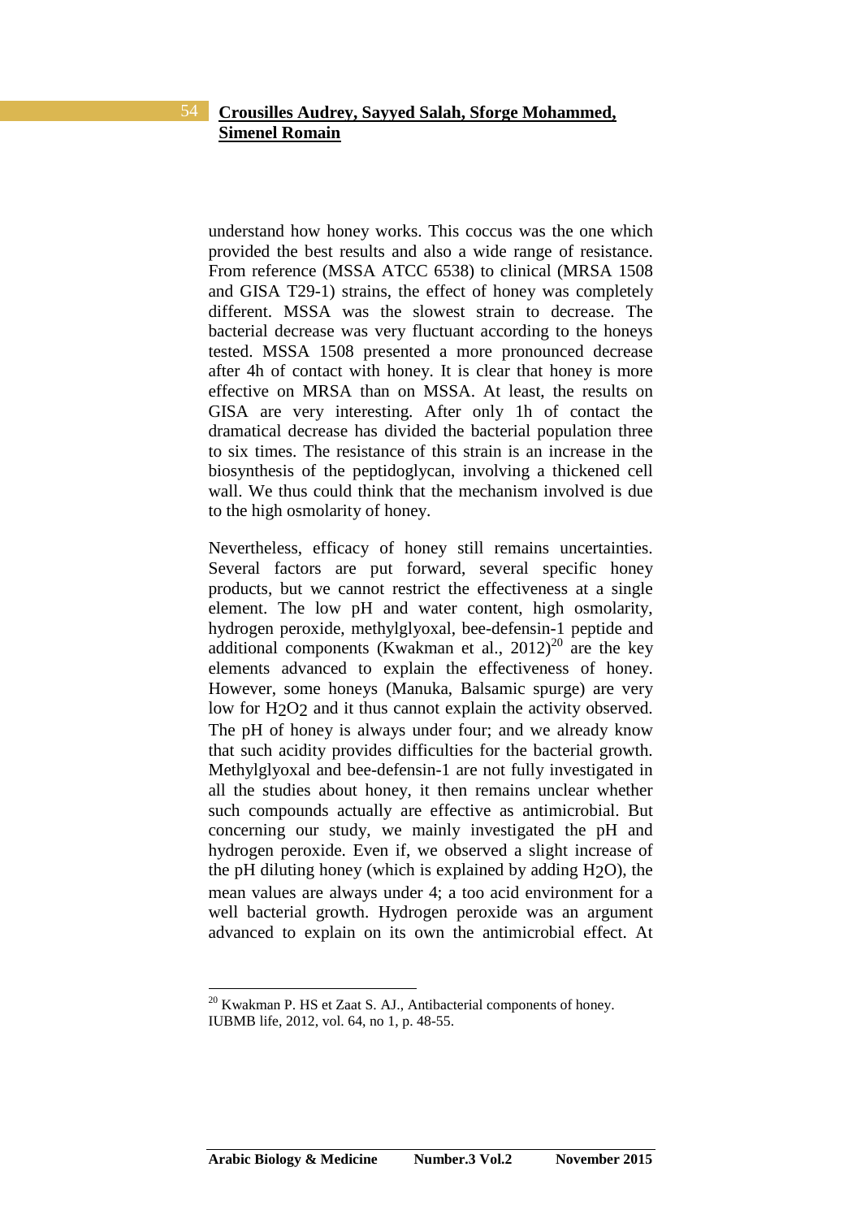understand how honey works. This coccus was the one which provided the best results and also a wide range of resistance. From reference (MSSA ATCC 6538) to clinical (MRSA 1508 and GISA T29-1) strains, the effect of honey was completely different. MSSA was the slowest strain to decrease. The bacterial decrease was very fluctuant according to the honeys tested. MSSA 1508 presented a more pronounced decrease after 4h of contact with honey. It is clear that honey is more effective on MRSA than on MSSA. At least, the results on GISA are very interesting. After only 1h of contact the dramatical decrease has divided the bacterial population three to six times. The resistance of this strain is an increase in the biosynthesis of the peptidoglycan, involving a thickened cell wall. We thus could think that the mechanism involved is due to the high osmolarity of honey.

Nevertheless, efficacy of honey still remains uncertainties. Several factors are put forward, several specific honey products, but we cannot restrict the effectiveness at a single element. The low pH and water content, high osmolarity, hydrogen peroxide, methylglyoxal, bee-defensin-1 peptide and additional components (Kwakman et al., 2012)[20] are the key elements advanced to explain the effectiveness of honey. However, some honeys (Manuka, Balsamic spurge) are very low for $H_2O_2$ and it thus cannot explain the activity observed. The pH of honey is always under four; and we already know that such acidity provides difficulties for the bacterial growth. Methylglyoxal and bee-defensin-1 are not fully investigated in all the studies about honey, it then remains unclear whether such compounds actually are effective as antimicrobial. But concerning our study, we mainly investigated the pH and hydrogen peroxide. Even if, we observed a slight increase of the pH diluting honey (which is explained by adding $H_2O$), the mean values are always under 4; a too acid environment for a well bacterial growth. Hydrogen peroxide was an argument advanced to explain on its own the antimicrobial effect. At

[20] Kwakman P. HS et Zaat S. AJ., Antibacterial components of honey. IUBMB life, 2012, vol. 64, no 1, p. 48-55.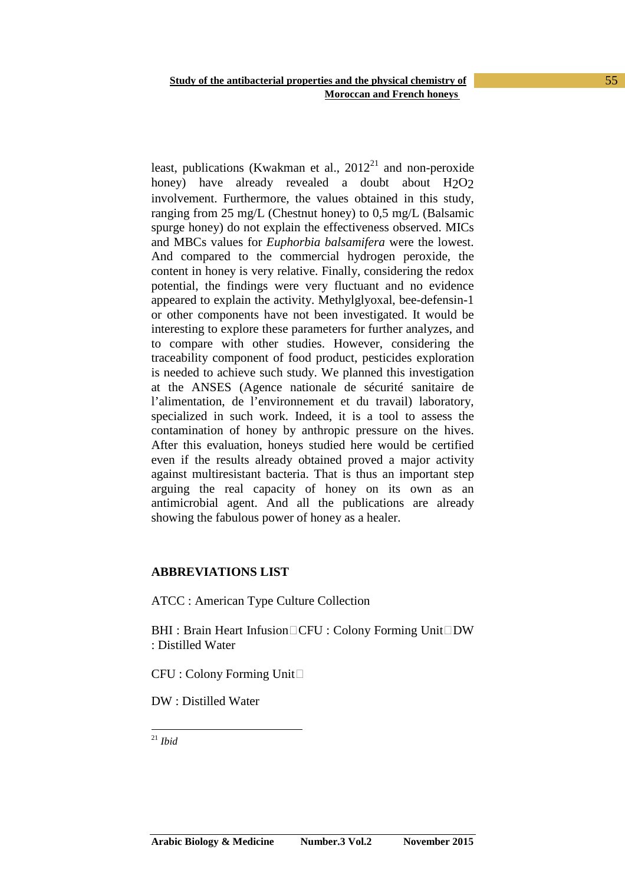least, publications (Kwakman et al., 2012[21] and non-peroxide honey) have already revealed a doubt about $H_2O_2$ involvement. Furthermore, the values obtained in this study, ranging from 25 mg/L (Chestnut honey) to 0,5 mg/L (Balsamic spurge honey) do not explain the effectiveness observed. MICs and MBCs values for *Euphorbia balsamifera* were the lowest. And compared to the commercial hydrogen peroxide, the content in honey is very relative. Finally, considering the redox potential, the findings were very fluctuant and no evidence appeared to explain the activity. Methylglyoxal, bee-defensin-1 or other components have not been investigated. It would be interesting to explore these parameters for further analyzes, and to compare with other studies. However, considering the traceability component of food product, pesticides exploration is needed to achieve such study. We planned this investigation at the ANSES (Agence nationale de sécurité sanitaire de l'alimentation, de l'environnement et du travail) laboratory, specialized in such work. Indeed, it is a tool to assess the contamination of honey by anthropic pressure on the hives. After this evaluation, honeys studied here would be certified even if the results already obtained proved a major activity against multiresistant bacteria. That is thus an important step arguing the real capacity of honey on its own as an antimicrobial agent. And all the publications are already showing the fabulous power of honey as a healer.

## ABBREVIATIONS LIST

ATCC : American Type Culture Collection

BHI : Brain Heart Infusion CFU : Colony Forming Unit DW : Distilled Water

CFU : Colony Forming Unit

DW : Distilled Water

[21] *Ibid*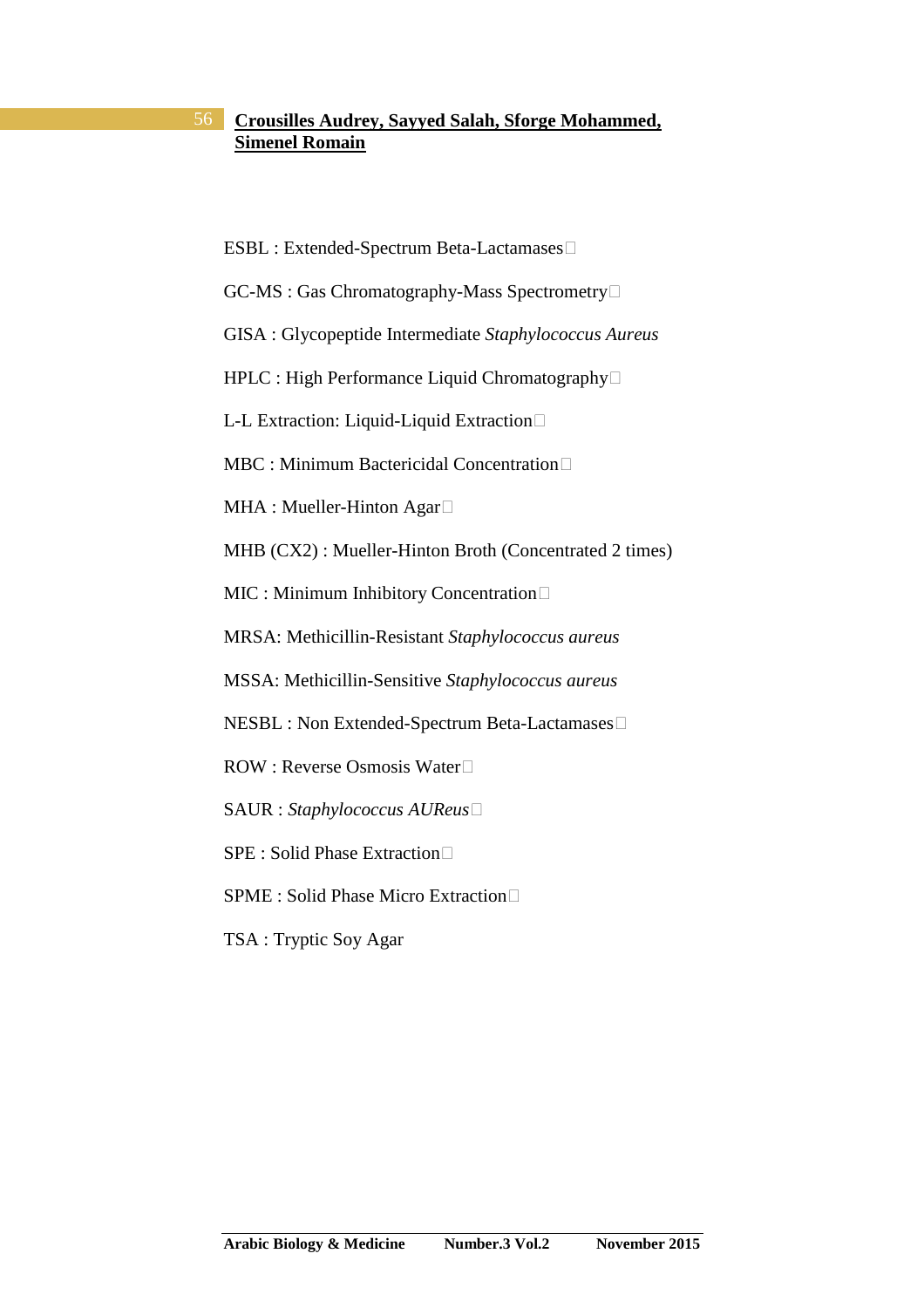ESBL : Extended-Spectrum Beta-Lactamases

GC-MS : Gas Chromatography-Mass Spectrometry

GISA : Glycopeptide Intermediate *Staphylococcus Aureus*

HPLC : High Performance Liquid Chromatography

L-L Extraction: Liquid-Liquid Extraction

MBC : Minimum Bactericidal Concentration

MHA : Mueller-Hinton Agar

MHB (CX2) : Mueller-Hinton Broth (Concentrated 2 times)

MIC : Minimum Inhibitory Concentration

MRSA: Methicillin-Resistant *Staphylococcus aureus*

MSSA: Methicillin-Sensitive *Staphylococcus aureus*

NESBL : Non Extended-Spectrum Beta-Lactamases

ROW : Reverse Osmosis Water

SAUR : *Staphylococcus AUReus*

SPE : Solid Phase Extraction

SPME : Solid Phase Micro Extraction

TSA : Tryptic Soy Agar